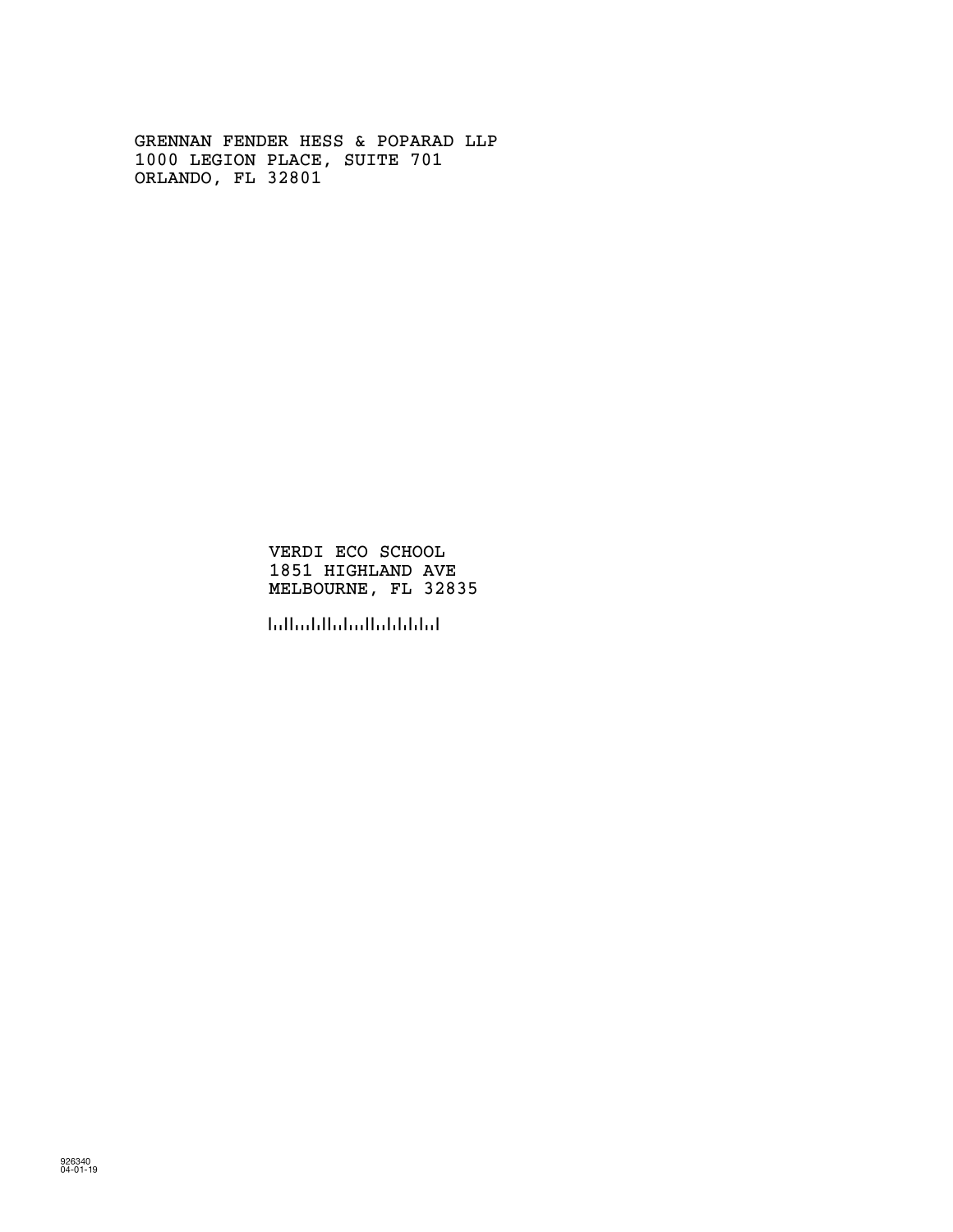GRENNAN FENDER HESS & POPARAD LLP
1000 LEGION PLACE, SUITE 701
ORLANDO, FL 32801

VERDI ECO SCHOOL
1851 HIGHLAND AVE
MELBOURNE, FL 32835

926340
04-01-19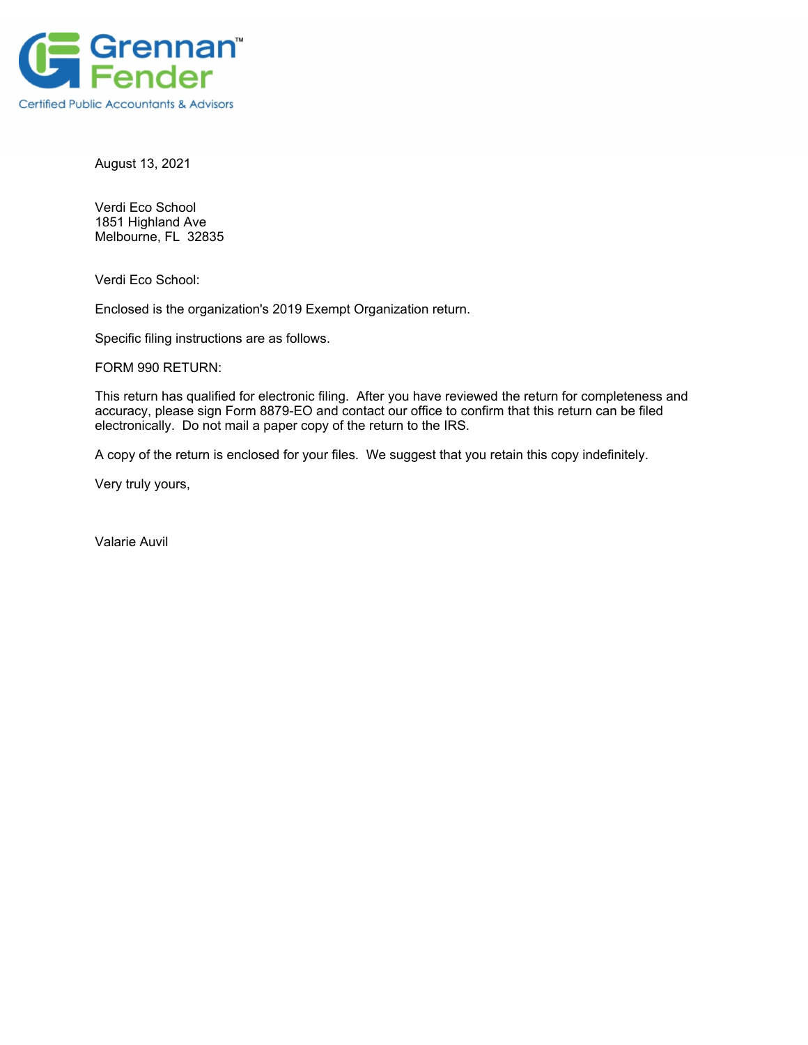Grennan™
Fender
Certified Public Accountants & Advisors

August 13, 2021

Verdi Eco School
1851 Highland Ave
Melbourne, FL  32835

Verdi Eco School:

Enclosed is the organization's 2019 Exempt Organization return.

Specific filing instructions are as follows.

FORM 990 RETURN:

This return has qualified for electronic filing.  After you have reviewed the return for completeness and accuracy, please sign Form 8879-EO and contact our office to confirm that this return can be filed electronically.  Do not mail a paper copy of the return to the IRS.

A copy of the return is enclosed for your files.  We suggest that you retain this copy indefinitely.

Very truly yours,

Valarie Auvil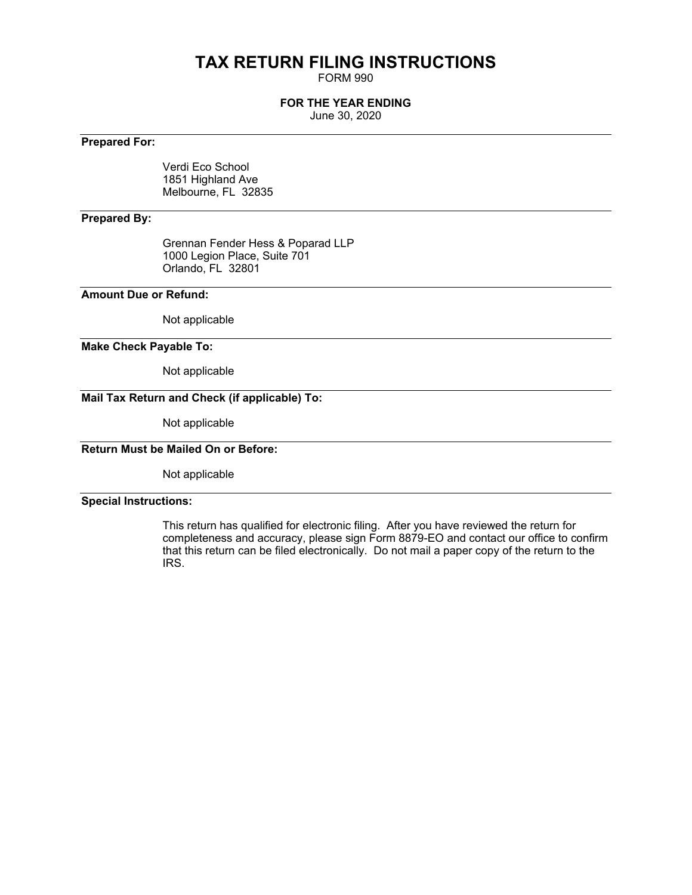# TAX RETURN FILING INSTRUCTIONS

FORM 990

**FOR THE YEAR ENDING**

June 30, 2020

**Prepared For:**

Verdi Eco School
1851 Highland Ave
Melbourne, FL 32835

**Prepared By:**

Grennan Fender Hess & Poparad LLP
1000 Legion Place, Suite 701
Orlando, FL 32801

**Amount Due or Refund:**

Not applicable

**Make Check Payable To:**

Not applicable

**Mail Tax Return and Check (if applicable) To:**

Not applicable

**Return Must be Mailed On or Before:**

Not applicable

**Special Instructions:**

This return has qualified for electronic filing. After you have reviewed the return for completeness and accuracy, please sign Form 8879-EO and contact our office to confirm that this return can be filed electronically. Do not mail a paper copy of the return to the IRS.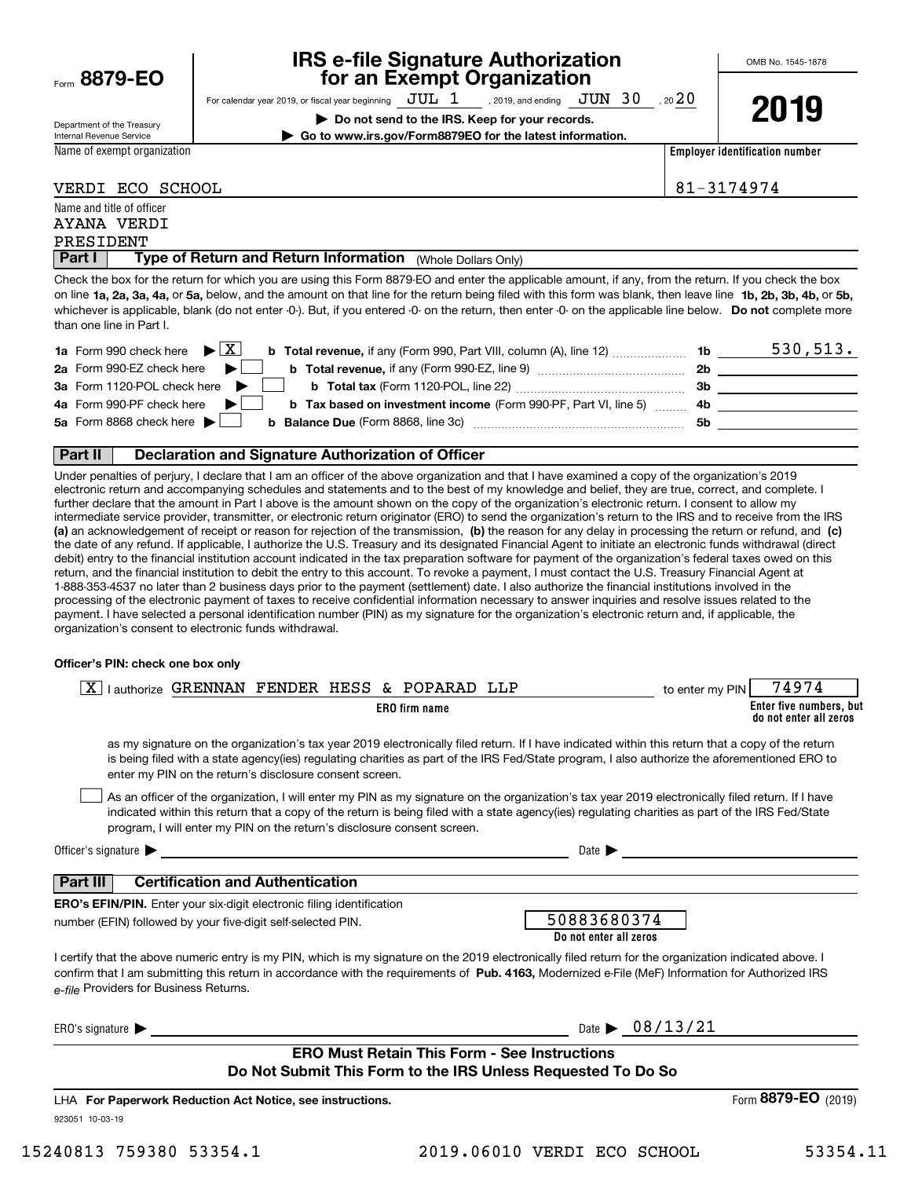Form **8879-EO**

Department of the Treasury
Internal Revenue Service

# IRS e-file Signature Authorization for an Exempt Organization

For calendar year 2019, or fiscal year beginning JUL 1, 2019, and ending JUN 30, 2020

▶ **Do not send to the IRS. Keep for your records.**

▶ **Go to www.irs.gov/Form8879EO for the latest information.**

OMB No. 1545-1878

**2019**

| Name of exempt organization | Employer identification number |
|---|---|
| VERDI ECO SCHOOL | 81-3174974 |

Name and title of officer
AYANA VERDI
PRESIDENT

## Part I Type of Return and Return Information (Whole Dollars Only)

Check the box for the return for which you are using this Form 8879-EO and enter the applicable amount, if any, from the return. If you check the box on line **1a, 2a, 3a, 4a,** or **5a,** below, and the amount on that line for the return being filed with this form was blank, then leave line **1b, 2b, 3b, 4b,** or **5b,** whichever is applicable, blank (do not enter -0-). But, if you entered -0- on the return, then enter -0- on the applicable line below. **Do not** complete more than one line in Part I.

| | | | |
|---|---|---|---|
| **1a** Form 990 check here ▶ [X] | **b Total revenue,** if any (Form 990, Part VIII, column (A), line 12) | **1b** | 530,513. |
| **2a** Form 990-EZ check here ▶ [ ] | **b Total revenue,** if any (Form 990-EZ, line 9) | **2b** | |
| **3a** Form 1120-POL check here ▶ [ ] | **b Total tax** (Form 1120-POL, line 22) | **3b** | |
| **4a** Form 990-PF check here ▶ [ ] | **b Tax based on investment income** (Form 990-PF, Part VI, line 5) | **4b** | |
| **5a** Form 8868 check here ▶ [ ] | **b Balance Due** (Form 8868, line 3c) | **5b** | |

## Part II Declaration and Signature Authorization of Officer

Under penalties of perjury, I declare that I am an officer of the above organization and that I have examined a copy of the organization's 2019 electronic return and accompanying schedules and statements and to the best of my knowledge and belief, they are true, correct, and complete. I further declare that the amount in Part I above is the amount shown on the copy of the organization's electronic return. I consent to allow my intermediate service provider, transmitter, or electronic return originator (ERO) to send the organization's return to the IRS and to receive from the IRS **(a)** an acknowledgement of receipt or reason for rejection of the transmission, **(b)** the reason for any delay in processing the return or refund, and **(c)** the date of any refund. If applicable, I authorize the U.S. Treasury and its designated Financial Agent to initiate an electronic funds withdrawal (direct debit) entry to the financial institution account indicated in the tax preparation software for payment of the organization's federal taxes owed on this return, and the financial institution to debit the entry to this account. To revoke a payment, I must contact the U.S. Treasury Financial Agent at 1-888-353-4537 no later than 2 business days prior to the payment (settlement) date. I also authorize the financial institutions involved in the processing of the electronic payment of taxes to receive confidential information necessary to answer inquiries and resolve issues related to the payment. I have selected a personal identification number (PIN) as my signature for the organization's electronic return and, if applicable, the organization's consent to electronic funds withdrawal.

**Officer's PIN: check one box only**

[X] I authorize GRENNAN FENDER HESS & POPARAD LLP (**ERO firm name**) to enter my PIN 74974 (**Enter five numbers, but do not enter all zeros**)

as my signature on the organization's tax year 2019 electronically filed return. If I have indicated within this return that a copy of the return is being filed with a state agency(ies) regulating charities as part of the IRS Fed/State program, I also authorize the aforementioned ERO to enter my PIN on the return's disclosure consent screen.

[ ] As an officer of the organization, I will enter my PIN as my signature on the organization's tax year 2019 electronically filed return. If I have indicated within this return that a copy of the return is being filed with a state agency(ies) regulating charities as part of the IRS Fed/State program, I will enter my PIN on the return's disclosure consent screen.

Officer's signature ▶ ______________________ Date ▶ ____________

## Part III Certification and Authentication

**ERO's EFIN/PIN.** Enter your six-digit electronic filing identification number (EFIN) followed by your five-digit self-selected PIN.

50883680374
**Do not enter all zeros**

I certify that the above numeric entry is my PIN, which is my signature on the 2019 electronically filed return for the organization indicated above. I confirm that I am submitting this return in accordance with the requirements of **Pub. 4163,** Modernized e-File (MeF) Information for Authorized IRS *e-file* Providers for Business Returns.

ERO's signature ▶ ______________________ Date ▶ 08/13/21

**ERO Must Retain This Form - See Instructions**
**Do Not Submit This Form to the IRS Unless Requested To Do So**

LHA **For Paperwork Reduction Act Notice, see instructions.** Form **8879-EO** (2019)

923051 10-03-19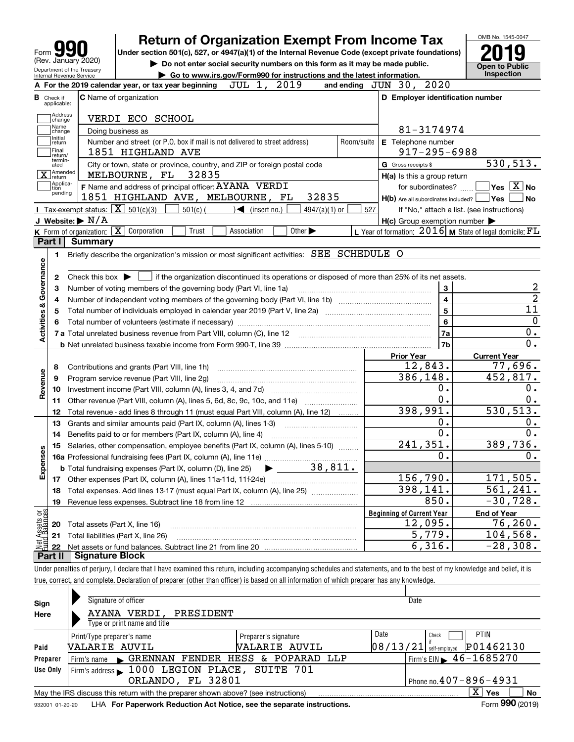Form **990** (Rev. January 2020)
Department of the Treasury
Internal Revenue Service

# Return of Organization Exempt From Income Tax

**Under section 501(c), 527, or 4947(a)(1) of the Internal Revenue Code (except private foundations)**

▶ **Do not enter social security numbers on this form as it may be made public.**

▶ **Go to www.irs.gov/Form990 for instructions and the latest information.**

OMB No. 1545-0047

**2019**

**Open to Public Inspection**

**A** For the 2019 calendar year, or tax year beginning JUL 1, 2019 and ending JUN 30, 2020

**B** Check if applicable:
- Address change
- Name change
- Initial return
- Final return/terminated
- [X] Amended return
- Application pending

**C** Name of organization: VERDI ECO SCHOOL

Doing business as

Number and street (or P.O. box if mail is not delivered to street address): 1851 HIGHLAND AVE — Room/suite

City or town, state or province, country, and ZIP or foreign postal code: MELBOURNE, FL 32835

**D** Employer identification number: 81-3174974

**E** Telephone number: 917-295-6988

**G** Gross receipts $ 530,513.

**F** Name and address of principal officer: AYANA VERDI
1851 HIGHLAND AVE, MELBOURNE, FL 32835

**H(a)** Is this a group return for subordinates? Yes [X] No

**H(b)** Are all subordinates included? Yes No

If "No," attach a list. (see instructions)

**H(c)** Group exemption number ▶

**I** Tax-exempt status: [X] 501(c)(3) 501(c) ( ) ◀ (insert no.) 4947(a)(1) or 527

**J** Website: ▶ N/A

**K** Form of organization: [X] Corporation Trust Association Other ▶

**L** Year of formation: 2016 **M** State of legal domicile: FL

## Part I Summary

**Activities & Governance**

1. Briefly describe the organization's mission or most significant activities: SEE SCHEDULE O
2. Check this box ▶ [ ] if the organization discontinued its operations or disposed of more than 25% of its net assets.

| | | | |
|---|---|---|---|
| 3 | Number of voting members of the governing body (Part VI, line 1a) | 3 | 2 |
| 4 | Number of independent voting members of the governing body (Part VI, line 1b) | 4 | 2 |
| 5 | Total number of individuals employed in calendar year 2019 (Part V, line 2a) | 5 | 11 |
| 6 | Total number of volunteers (estimate if necessary) | 6 | 0 |
| 7a | Total unrelated business revenue from Part VIII, column (C), line 12 | 7a | 0. |
| b | Net unrelated business taxable income from Form 990-T, line 39 | 7b | 0. |

| | | Prior Year | Current Year |
|---|---|---|---|
| **Revenue** | | | |
| 8 | Contributions and grants (Part VIII, line 1h) | 12,843. | 77,696. |
| 9 | Program service revenue (Part VIII, line 2g) | 386,148. | 452,817. |
| 10 | Investment income (Part VIII, column (A), lines 3, 4, and 7d) | 0. | 0. |
| 11 | Other revenue (Part VIII, column (A), lines 5, 6d, 8c, 9c, 10c, and 11e) | 0. | 0. |
| 12 | Total revenue - add lines 8 through 11 (must equal Part VIII, column (A), line 12) | 398,991. | 530,513. |
| **Expenses** | | | |
| 13 | Grants and similar amounts paid (Part IX, column (A), lines 1-3) | 0. | 0. |
| 14 | Benefits paid to or for members (Part IX, column (A), line 4) | 0. | 0. |
| 15 | Salaries, other compensation, employee benefits (Part IX, column (A), lines 5-10) | 241,351. | 389,736. |
| 16a | Professional fundraising fees (Part IX, column (A), line 11e) | 0. | 0. |
| b | Total fundraising expenses (Part IX, column (D), line 25) ▶ 38,811. | | |
| 17 | Other expenses (Part IX, column (A), lines 11a-11d, 11f-24e) | 156,790. | 171,505. |
| 18 | Total expenses. Add lines 13-17 (must equal Part IX, column (A), line 25) | 398,141. | 561,241. |
| 19 | Revenue less expenses. Subtract line 18 from line 12 | 850. | -30,728. |

| **Net Assets or Fund Balances** | | Beginning of Current Year | End of Year |
|---|---|---|---|
| 20 | Total assets (Part X, line 16) | 12,095. | 76,260. |
| 21 | Total liabilities (Part X, line 26) | 5,779. | 104,568. |
| 22 | Net assets or fund balances. Subtract line 21 from line 20 | 6,316. | -28,308. |

## Part II Signature Block

Under penalties of perjury, I declare that I have examined this return, including accompanying schedules and statements, and to the best of my knowledge and belief, it is true, correct, and complete. Declaration of preparer (other than officer) is based on all information of which preparer has any knowledge.

**Sign Here**

Signature of officer — Date

AYANA VERDI, PRESIDENT
Type or print name and title

**Paid Preparer Use Only**

| Print/Type preparer's name | Preparer's signature | Date | Check if self-employed | PTIN |
|---|---|---|---|---|
| VALARIE AUVIL | VALARIE AUVIL | 08/13/21 | | P01462130 |

Firm's name ▶ GRENNAN FENDER HESS & POPARAD LLP — Firm's EIN ▶ 46-1685270

Firm's address ▶ 1000 LEGION PLACE, SUITE 701, ORLANDO, FL 32801 — Phone no. 407-896-4931

May the IRS discuss this return with the preparer shown above? (see instructions) [X] Yes No

932001 01-20-20 LHA **For Paperwork Reduction Act Notice, see the separate instructions.** Form **990** (2019)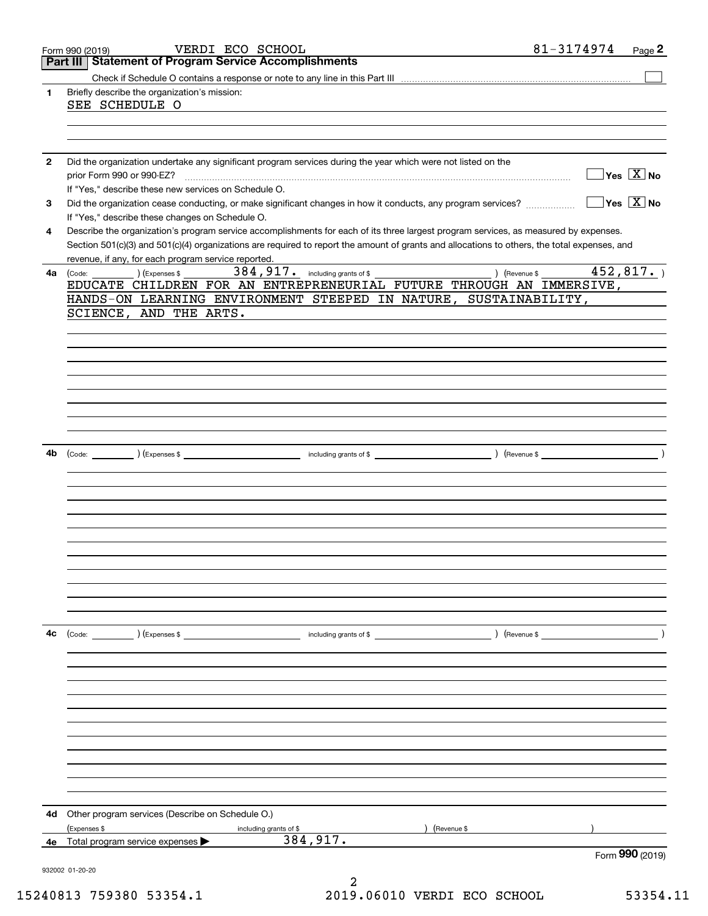Form 990 (2019) VERDI ECO SCHOOL 81-3174974 Page **2**

## Part III Statement of Program Service Accomplishments

Check if Schedule O contains a response or note to any line in this Part III [ ]

**1** Briefly describe the organization's mission:

SEE SCHEDULE O

**2** Did the organization undertake any significant program services during the year which were not listed on the prior Form 990 or 990-EZ? [ ] Yes [X] No

If "Yes," describe these new services on Schedule O.

**3** Did the organization cease conducting, or make significant changes in how it conducts, any program services? [ ] Yes [X] No

If "Yes," describe these changes on Schedule O.

**4** Describe the organization's program service accomplishments for each of its three largest program services, as measured by expenses. Section 501(c)(3) and 501(c)(4) organizations are required to report the amount of grants and allocations to others, the total expenses, and revenue, if any, for each program service reported.

**4a** (Code: ) (Expenses $ 384,917. including grants of $ ) (Revenue $ 452,817. )

EDUCATE CHILDREN FOR AN ENTREPRENEURIAL FUTURE THROUGH AN IMMERSIVE, HANDS-ON LEARNING ENVIRONMENT STEEPED IN NATURE, SUSTAINABILITY, SCIENCE, AND THE ARTS.

**4b** (Code: ) (Expenses $ including grants of $ ) (Revenue $ )

**4c** (Code: ) (Expenses $ including grants of $ ) (Revenue $ )

**4d** Other program services (Describe on Schedule O.)

(Expenses $ including grants of $ ) (Revenue $ )

**4e** Total program service expenses ▶ 384,917.

Form **990** (2019)

932002 01-20-20

15240813 759380 53354.1 2019.06010 VERDI ECO SCHOOL 53354.11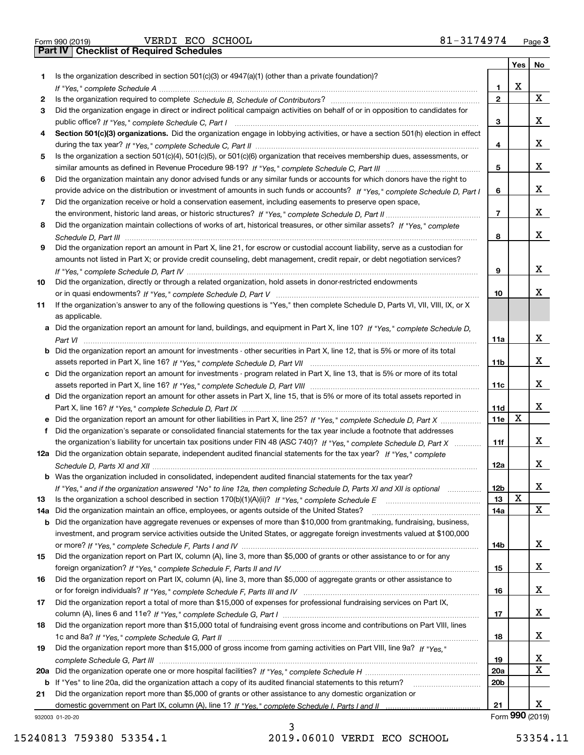Form 990 (2019) VERDI ECO SCHOOL 81-3174974 Page 3

## Part IV Checklist of Required Schedules

| | | | Yes | No |
|---|---|---|---|---|
| 1 | Is the organization described in section 501(c)(3) or 4947(a)(1) (other than a private foundation)? *If "Yes," complete Schedule A* | 1 | X | |
| 2 | Is the organization required to complete *Schedule B, Schedule of Contributors*? | 2 | | X |
| 3 | Did the organization engage in direct or indirect political campaign activities on behalf of or in opposition to candidates for public office? *If "Yes," complete Schedule C, Part I* | 3 | | X |
| 4 | **Section 501(c)(3) organizations.** Did the organization engage in lobbying activities, or have a section 501(h) election in effect during the tax year? *If "Yes," complete Schedule C, Part II* | 4 | | X |
| 5 | Is the organization a section 501(c)(4), 501(c)(5), or 501(c)(6) organization that receives membership dues, assessments, or similar amounts as defined in Revenue Procedure 98-19? *If "Yes," complete Schedule C, Part III* | 5 | | X |
| 6 | Did the organization maintain any donor advised funds or any similar funds or accounts for which donors have the right to provide advice on the distribution or investment of amounts in such funds or accounts? *If "Yes," complete Schedule D, Part I* | 6 | | X |
| 7 | Did the organization receive or hold a conservation easement, including easements to preserve open space, the environment, historic land areas, or historic structures? *If "Yes," complete Schedule D, Part II* | 7 | | X |
| 8 | Did the organization maintain collections of works of art, historical treasures, or other similar assets? *If "Yes," complete Schedule D, Part III* | 8 | | X |
| 9 | Did the organization report an amount in Part X, line 21, for escrow or custodial account liability, serve as a custodian for amounts not listed in Part X; or provide credit counseling, debt management, credit repair, or debt negotiation services? *If "Yes," complete Schedule D, Part IV* | 9 | | X |
| 10 | Did the organization, directly or through a related organization, hold assets in donor-restricted endowments or in quasi endowments? *If "Yes," complete Schedule D, Part V* | 10 | | X |
| 11 | If the organization's answer to any of the following questions is "Yes," then complete Schedule D, Parts VI, VII, VIII, IX, or X as applicable. | | | |
| a | Did the organization report an amount for land, buildings, and equipment in Part X, line 10? *If "Yes," complete Schedule D, Part VI* | 11a | | X |
| b | Did the organization report an amount for investments - other securities in Part X, line 12, that is 5% or more of its total assets reported in Part X, line 16? *If "Yes," complete Schedule D, Part VII* | 11b | | X |
| c | Did the organization report an amount for investments - program related in Part X, line 13, that is 5% or more of its total assets reported in Part X, line 16? *If "Yes," complete Schedule D, Part VIII* | 11c | | X |
| d | Did the organization report an amount for other assets in Part X, line 15, that is 5% or more of its total assets reported in Part X, line 16? *If "Yes," complete Schedule D, Part IX* | 11d | | X |
| e | Did the organization report an amount for other liabilities in Part X, line 25? *If "Yes," complete Schedule D, Part X* | 11e | X | |
| f | Did the organization's separate or consolidated financial statements for the tax year include a footnote that addresses the organization's liability for uncertain tax positions under FIN 48 (ASC 740)? *If "Yes," complete Schedule D, Part X* | 11f | | X |
| 12a | Did the organization obtain separate, independent audited financial statements for the tax year? *If "Yes," complete Schedule D, Parts XI and XII* | 12a | | X |
| b | Was the organization included in consolidated, independent audited financial statements for the tax year? *If "Yes," and if the organization answered "No" to line 12a, then completing Schedule D, Parts XI and XII is optional* | 12b | | X |
| 13 | Is the organization a school described in section 170(b)(1)(A)(ii)? *If "Yes," complete Schedule E* | 13 | X | |
| 14a | Did the organization maintain an office, employees, or agents outside of the United States? | 14a | | X |
| b | Did the organization have aggregate revenues or expenses of more than $10,000 from grantmaking, fundraising, business, investment, and program service activities outside the United States, or aggregate foreign investments valued at $100,000 or more? *If "Yes," complete Schedule F, Parts I and IV* | 14b | | X |
| 15 | Did the organization report on Part IX, column (A), line 3, more than $5,000 of grants or other assistance to or for any foreign organization? *If "Yes," complete Schedule F, Parts II and IV* | 15 | | X |
| 16 | Did the organization report on Part IX, column (A), line 3, more than $5,000 of aggregate grants or other assistance to or for foreign individuals? *If "Yes," complete Schedule F, Parts III and IV* | 16 | | X |
| 17 | Did the organization report a total of more than $15,000 of expenses for professional fundraising services on Part IX, column (A), lines 6 and 11e? *If "Yes," complete Schedule G, Part I* | 17 | | X |
| 18 | Did the organization report more than $15,000 total of fundraising event gross income and contributions on Part VIII, lines 1c and 8a? *If "Yes," complete Schedule G, Part II* | 18 | | X |
| 19 | Did the organization report more than $15,000 of gross income from gaming activities on Part VIII, line 9a? *If "Yes," complete Schedule G, Part III* | 19 | | X |
| 20a | Did the organization operate one or more hospital facilities? *If "Yes," complete Schedule H* | 20a | | X |
| b | If "Yes" to line 20a, did the organization attach a copy of its audited financial statements to this return? | 20b | | |
| 21 | Did the organization report more than $5,000 of grants or other assistance to any domestic organization or domestic government on Part IX, column (A), line 1? *If "Yes," complete Schedule I, Parts I and II* | 21 | | X |

932003 01-20-20 Form **990** (2019)

15240813 759380 53354.1 2019.06010 VERDI ECO SCHOOL 53354.11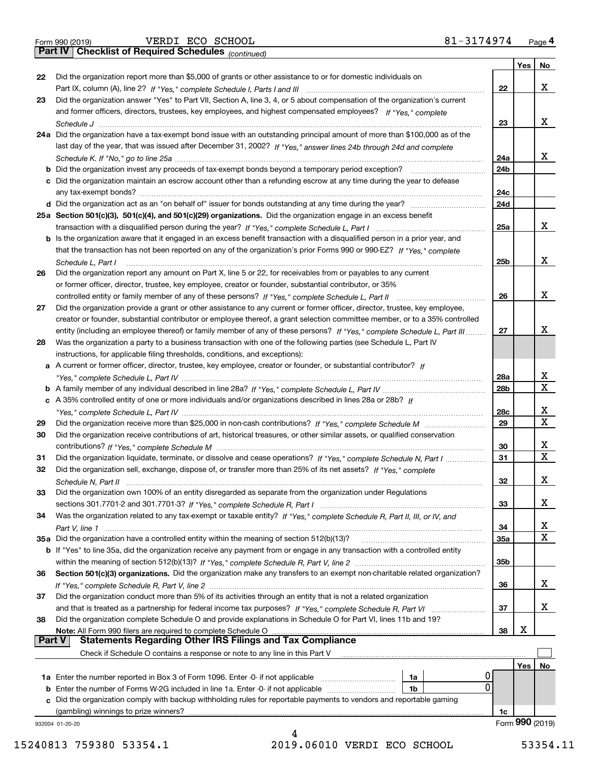Form 990 (2019) VERDI ECO SCHOOL 81-3174974 Page **4**

**Part IV | Checklist of Required Schedules** *(continued)*

| | | | Yes | No |
|---|---|---|---|---|
| 22 | Did the organization report more than $5,000 of grants or other assistance to or for domestic individuals on Part IX, column (A), line 2? *If "Yes," complete Schedule I, Parts I and III* | 22 | | X |
| 23 | Did the organization answer "Yes" to Part VII, Section A, line 3, 4, or 5 about compensation of the organization's current and former officers, directors, trustees, key employees, and highest compensated employees? *If "Yes," complete Schedule J* | 23 | | X |
| 24a | Did the organization have a tax-exempt bond issue with an outstanding principal amount of more than $100,000 as of the last day of the year, that was issued after December 31, 2002? *If "Yes," answer lines 24b through 24d and complete Schedule K. If "No," go to line 25a* | 24a | | X |
| b | Did the organization invest any proceeds of tax-exempt bonds beyond a temporary period exception? | 24b | | |
| c | Did the organization maintain an escrow account other than a refunding escrow at any time during the year to defease any tax-exempt bonds? | 24c | | |
| d | Did the organization act as an "on behalf of" issuer for bonds outstanding at any time during the year? | 24d | | |
| 25a | **Section 501(c)(3), 501(c)(4), and 501(c)(29) organizations.** Did the organization engage in an excess benefit transaction with a disqualified person during the year? *If "Yes," complete Schedule L, Part I* | 25a | | X |
| b | Is the organization aware that it engaged in an excess benefit transaction with a disqualified person in a prior year, and that the transaction has not been reported on any of the organization's prior Forms 990 or 990-EZ? *If "Yes," complete Schedule L, Part I* | 25b | | X |
| 26 | Did the organization report any amount on Part X, line 5 or 22, for receivables from or payables to any current or former officer, director, trustee, key employee, creator or founder, substantial contributor, or 35% controlled entity or family member of any of these persons? *If "Yes," complete Schedule L, Part II* | 26 | | X |
| 27 | Did the organization provide a grant or other assistance to any current or former officer, director, trustee, key employee, creator or founder, substantial contributor or employee thereof, a grant selection committee member, or to a 35% controlled entity (including an employee thereof) or family member of any of these persons? *If "Yes," complete Schedule L, Part III* | 27 | | X |
| 28 | Was the organization a party to a business transaction with one of the following parties (see Schedule L, Part IV instructions, for applicable filing thresholds, conditions, and exceptions): | | | |
| a | A current or former officer, director, trustee, key employee, creator or founder, or substantial contributor? *If "Yes," complete Schedule L, Part IV* | 28a | | X |
| b | A family member of any individual described in line 28a? *If "Yes," complete Schedule L, Part IV* | 28b | | X |
| c | A 35% controlled entity of one or more individuals and/or organizations described in lines 28a or 28b? *If "Yes," complete Schedule L, Part IV* | 28c | | X |
| 29 | Did the organization receive more than $25,000 in non-cash contributions? *If "Yes," complete Schedule M* | 29 | | X |
| 30 | Did the organization receive contributions of art, historical treasures, or other similar assets, or qualified conservation contributions? *If "Yes," complete Schedule M* | 30 | | X |
| 31 | Did the organization liquidate, terminate, or dissolve and cease operations? *If "Yes," complete Schedule N, Part I* | 31 | | X |
| 32 | Did the organization sell, exchange, dispose of, or transfer more than 25% of its net assets? *If "Yes," complete Schedule N, Part II* | 32 | | X |
| 33 | Did the organization own 100% of an entity disregarded as separate from the organization under Regulations sections 301.7701-2 and 301.7701-3? *If "Yes," complete Schedule R, Part I* | 33 | | X |
| 34 | Was the organization related to any tax-exempt or taxable entity? *If "Yes," complete Schedule R, Part II, III, or IV, and Part V, line 1* | 34 | | X |
| 35a | Did the organization have a controlled entity within the meaning of section 512(b)(13)? | 35a | | X |
| b | If "Yes" to line 35a, did the organization receive any payment from or engage in any transaction with a controlled entity within the meaning of section 512(b)(13)? *If "Yes," complete Schedule R, Part V, line 2* | 35b | | |
| 36 | **Section 501(c)(3) organizations.** Did the organization make any transfers to an exempt non-charitable related organization? *If "Yes," complete Schedule R, Part V, line 2* | 36 | | X |
| 37 | Did the organization conduct more than 5% of its activities through an entity that is not a related organization and that is treated as a partnership for federal income tax purposes? *If "Yes," complete Schedule R, Part VI* | 37 | | X |
| 38 | Did the organization complete Schedule O and provide explanations in Schedule O for Part VI, lines 11b and 19? **Note:** All Form 990 filers are required to complete Schedule O | 38 | X | |

**Part V | Statements Regarding Other IRS Filings and Tax Compliance**

Check if Schedule O contains a response or note to any line in this Part V ☐

| | | | | | Yes | No |
|---|---|---|---|---|---|---|
| 1a | Enter the number reported in Box 3 of Form 1096. Enter -0- if not applicable | 1a | 0 | | | |
| b | Enter the number of Forms W-2G included in line 1a. Enter -0- if not applicable | 1b | 0 | | | |
| c | Did the organization comply with backup withholding rules for reportable payments to vendors and reportable gaming (gambling) winnings to prize winners? | | | 1c | | |

932004 01-20-20 Form **990** (2019)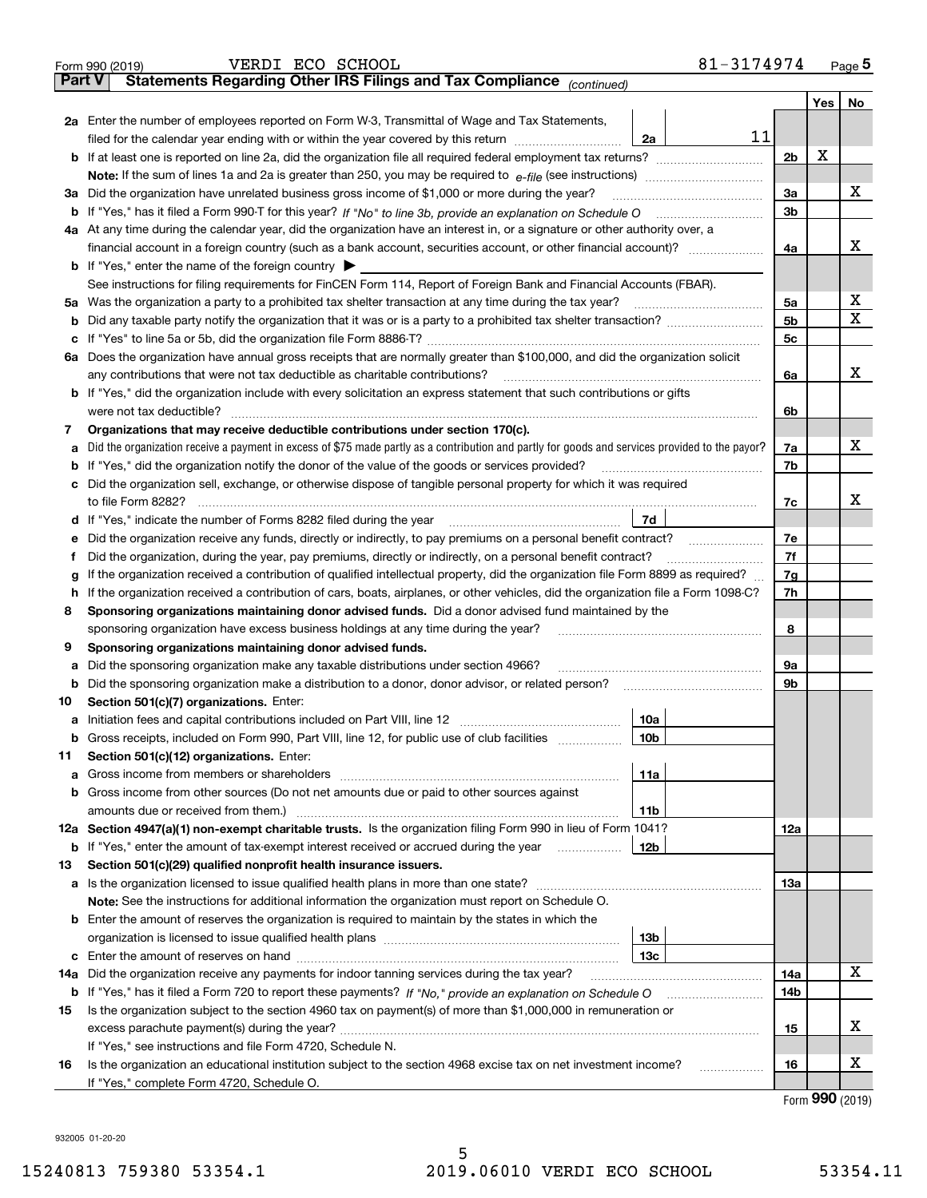Form 990 (2019) VERDI ECO SCHOOL 81-3174974 Page 5

**Part V Statements Regarding Other IRS Filings and Tax Compliance** *(continued)*

| | | | | Yes | No |
|---|---|---|---|---|---|
| **2a** | Enter the number of employees reported on Form W-3, Transmittal of Wage and Tax Statements, filed for the calendar year ending with or within the year covered by this return | 2a | 11 | | |
| **b** | If at least one is reported on line 2a, did the organization file all required federal employment tax returns? | | 2b | X | |
| | **Note:** If the sum of lines 1a and 2a is greater than 250, you may be required to *e-file* (see instructions) | | | | |
| **3a** | Did the organization have unrelated business gross income of $1,000 or more during the year? | | 3a | | X |
| **b** | If "Yes," has it filed a Form 990-T for this year? *If "No" to line 3b, provide an explanation on Schedule O* | | 3b | | |
| **4a** | At any time during the calendar year, did the organization have an interest in, or a signature or other authority over, a financial account in a foreign country (such as a bank account, securities account, or other financial account)? | | 4a | | X |
| **b** | If "Yes," enter the name of the foreign country ▶ | | | | |
| | See instructions for filing requirements for FinCEN Form 114, Report of Foreign Bank and Financial Accounts (FBAR). | | | | |
| **5a** | Was the organization a party to a prohibited tax shelter transaction at any time during the tax year? | | 5a | | X |
| **b** | Did any taxable party notify the organization that it was or is a party to a prohibited tax shelter transaction? | | 5b | | X |
| **c** | If "Yes" to line 5a or 5b, did the organization file Form 8886-T? | | 5c | | |
| **6a** | Does the organization have annual gross receipts that are normally greater than $100,000, and did the organization solicit any contributions that were not tax deductible as charitable contributions? | | 6a | | X |
| **b** | If "Yes," did the organization include with every solicitation an express statement that such contributions or gifts were not tax deductible? | | 6b | | |
| **7** | **Organizations that may receive deductible contributions under section 170(c).** | | | | |
| **a** | Did the organization receive a payment in excess of $75 made partly as a contribution and partly for goods and services provided to the payor? | | 7a | | X |
| **b** | If "Yes," did the organization notify the donor of the value of the goods or services provided? | | 7b | | |
| **c** | Did the organization sell, exchange, or otherwise dispose of tangible personal property for which it was required to file Form 8282? | | 7c | | X |
| **d** | If "Yes," indicate the number of Forms 8282 filed during the year | 7d | | | |
| **e** | Did the organization receive any funds, directly or indirectly, to pay premiums on a personal benefit contract? | | 7e | | |
| **f** | Did the organization, during the year, pay premiums, directly or indirectly, on a personal benefit contract? | | 7f | | |
| **g** | If the organization received a contribution of qualified intellectual property, did the organization file Form 8899 as required? | | 7g | | |
| **h** | If the organization received a contribution of cars, boats, airplanes, or other vehicles, did the organization file a Form 1098-C? | | 7h | | |
| **8** | **Sponsoring organizations maintaining donor advised funds.** Did a donor advised fund maintained by the sponsoring organization have excess business holdings at any time during the year? | | 8 | | |
| **9** | **Sponsoring organizations maintaining donor advised funds.** | | | | |
| **a** | Did the sponsoring organization make any taxable distributions under section 4966? | | 9a | | |
| **b** | Did the sponsoring organization make a distribution to a donor, donor advisor, or related person? | | 9b | | |
| **10** | **Section 501(c)(7) organizations.** Enter: | | | | |
| **a** | Initiation fees and capital contributions included on Part VIII, line 12 | 10a | | | |
| **b** | Gross receipts, included on Form 990, Part VIII, line 12, for public use of club facilities | 10b | | | |
| **11** | **Section 501(c)(12) organizations.** Enter: | | | | |
| **a** | Gross income from members or shareholders | 11a | | | |
| **b** | Gross income from other sources (Do not net amounts due or paid to other sources against amounts due or received from them.) | 11b | | | |
| **12a** | **Section 4947(a)(1) non-exempt charitable trusts.** Is the organization filing Form 990 in lieu of Form 1041? | | 12a | | |
| **b** | If "Yes," enter the amount of tax-exempt interest received or accrued during the year | 12b | | | |
| **13** | **Section 501(c)(29) qualified nonprofit health insurance issuers.** | | | | |
| **a** | Is the organization licensed to issue qualified health plans in more than one state? | | 13a | | |
| | **Note:** See the instructions for additional information the organization must report on Schedule O. | | | | |
| **b** | Enter the amount of reserves the organization is required to maintain by the states in which the organization is licensed to issue qualified health plans | 13b | | | |
| **c** | Enter the amount of reserves on hand | 13c | | | |
| **14a** | Did the organization receive any payments for indoor tanning services during the tax year? | | 14a | | X |
| **b** | If "Yes," has it filed a Form 720 to report these payments? *If "No," provide an explanation on Schedule O* | | 14b | | |
| **15** | Is the organization subject to the section 4960 tax on payment(s) of more than $1,000,000 in remuneration or excess parachute payment(s) during the year? | | 15 | | X |
| | If "Yes," see instructions and file Form 4720, Schedule N. | | | | |
| **16** | Is the organization an educational institution subject to the section 4968 excise tax on net investment income? | | 16 | | X |
| | If "Yes," complete Form 4720, Schedule O. | | | | |

Form **990** (2019)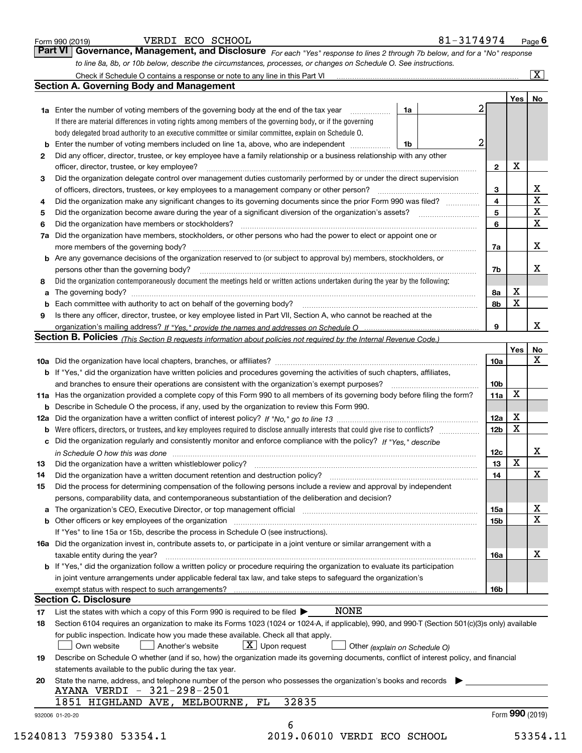Form 990 (2019) VERDI ECO SCHOOL 81-3174974 Page **6**

## Part VI Governance, Management, and Disclosure

*For each "Yes" response to lines 2 through 7b below, and for a "No" response to line 8a, 8b, or 10b below, describe the circumstances, processes, or changes on Schedule O. See instructions.*

Check if Schedule O contains a response or note to any line in this Part VI .......... [X]

### Section A. Governing Body and Management

| | | | | Yes | No |
|---|---|---|---|---|---|
| **1a** | Enter the number of voting members of the governing body at the end of the tax year. If there are material differences in voting rights among members of the governing body, or if the governing body delegated broad authority to an executive committee or similar committee, explain on Schedule O. | **1a** 2 | | | |
| **b** | Enter the number of voting members included on line 1a, above, who are independent | **1b** 2 | | | |
| **2** | Did any officer, director, trustee, or key employee have a family relationship or a business relationship with any other officer, director, trustee, or key employee? | | **2** | X | |
| **3** | Did the organization delegate control over management duties customarily performed by or under the direct supervision of officers, directors, trustees, or key employees to a management company or other person? | | **3** | | X |
| **4** | Did the organization make any significant changes to its governing documents since the prior Form 990 was filed? | | **4** | | X |
| **5** | Did the organization become aware during the year of a significant diversion of the organization's assets? | | **5** | | X |
| **6** | Did the organization have members or stockholders? | | **6** | | X |
| **7a** | Did the organization have members, stockholders, or other persons who had the power to elect or appoint one or more members of the governing body? | | **7a** | | X |
| **b** | Are any governance decisions of the organization reserved to (or subject to approval by) members, stockholders, or persons other than the governing body? | | **7b** | | X |
| **8** | Did the organization contemporaneously document the meetings held or written actions undertaken during the year by the following: | | | | |
| **a** | The governing body? | | **8a** | X | |
| **b** | Each committee with authority to act on behalf of the governing body? | | **8b** | X | |
| **9** | Is there any officer, director, trustee, or key employee listed in Part VII, Section A, who cannot be reached at the organization's mailing address? *If "Yes," provide the names and addresses on Schedule O* | | **9** | | X |

### Section B. Policies *(This Section B requests information about policies not required by the Internal Revenue Code.)*

| | | | Yes | No |
|---|---|---|---|---|
| **10a** | Did the organization have local chapters, branches, or affiliates? | **10a** | | X |
| **b** | If "Yes," did the organization have written policies and procedures governing the activities of such chapters, affiliates, and branches to ensure their operations are consistent with the organization's exempt purposes? | **10b** | | |
| **11a** | Has the organization provided a complete copy of this Form 990 to all members of its governing body before filing the form? | **11a** | X | |
| **b** | Describe in Schedule O the process, if any, used by the organization to review this Form 990. | | | |
| **12a** | Did the organization have a written conflict of interest policy? *If "No," go to line 13* | **12a** | X | |
| **b** | Were officers, directors, or trustees, and key employees required to disclose annually interests that could give rise to conflicts? | **12b** | X | |
| **c** | Did the organization regularly and consistently monitor and enforce compliance with the policy? *If "Yes," describe in Schedule O how this was done* | **12c** | | X |
| **13** | Did the organization have a written whistleblower policy? | **13** | X | |
| **14** | Did the organization have a written document retention and destruction policy? | **14** | | X |
| **15** | Did the process for determining compensation of the following persons include a review and approval by independent persons, comparability data, and contemporaneous substantiation of the deliberation and decision? | | | |
| **a** | The organization's CEO, Executive Director, or top management official | **15a** | | X |
| **b** | Other officers or key employees of the organization | **15b** | | X |
| | If "Yes" to line 15a or 15b, describe the process in Schedule O (see instructions). | | | |
| **16a** | Did the organization invest in, contribute assets to, or participate in a joint venture or similar arrangement with a taxable entity during the year? | **16a** | | X |
| **b** | If "Yes," did the organization follow a written policy or procedure requiring the organization to evaluate its participation in joint venture arrangements under applicable federal tax law, and take steps to safeguard the organization's exempt status with respect to such arrangements? | **16b** | | |

### Section C. Disclosure

**17** List the states with which a copy of this Form 990 is required to be filed ▶ NONE

**18** Section 6104 requires an organization to make its Forms 1023 (1024 or 1024-A, if applicable), 990, and 990-T (Section 501(c)(3)s only) available for public inspection. Indicate how you made these available. Check all that apply.

[ ] Own website [ ] Another's website [X] Upon request [ ] Other *(explain on Schedule O)*

**19** Describe on Schedule O whether (and if so, how) the organization made its governing documents, conflict of interest policy, and financial statements available to the public during the tax year.

**20** State the name, address, and telephone number of the person who possesses the organization's books and records ▶

AYANA VERDI - 321-298-2501
1851 HIGHLAND AVE, MELBOURNE, FL 32835

932006 01-20-20 Form **990** (2019)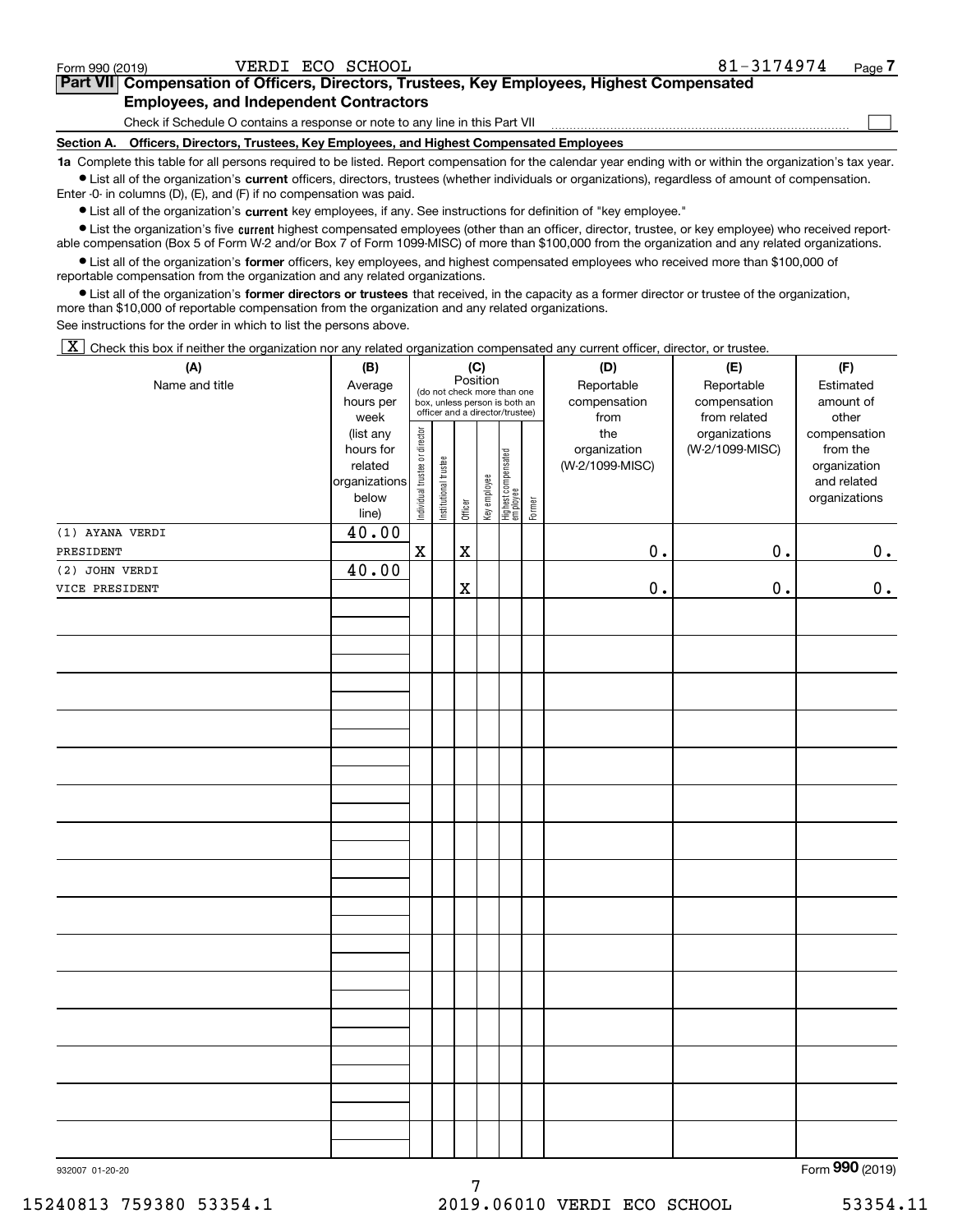Form 990 (2019) VERDI ECO SCHOOL 81-3174974 Page 7

## Part VII Compensation of Officers, Directors, Trustees, Key Employees, Highest Compensated Employees, and Independent Contractors

Check if Schedule O contains a response or note to any line in this Part VII ☐

### Section A. Officers, Directors, Trustees, Key Employees, and Highest Compensated Employees

**1a** Complete this table for all persons required to be listed. Report compensation for the calendar year ending with or within the organization's tax year.

- List all of the organization's **current** officers, directors, trustees (whether individuals or organizations), regardless of amount of compensation. Enter -0- in columns (D), (E), and (F) if no compensation was paid.
- List all of the organization's **current** key employees, if any. See instructions for definition of "key employee."
- List the organization's five **current** highest compensated employees (other than an officer, director, trustee, or key employee) who received reportable compensation (Box 5 of Form W-2 and/or Box 7 of Form 1099-MISC) of more than $100,000 from the organization and any related organizations.
- List all of the organization's **former** officers, key employees, and highest compensated employees who received more than $100,000 of reportable compensation from the organization and any related organizations.
- List all of the organization's **former directors or trustees** that received, in the capacity as a former director or trustee of the organization, more than $10,000 of reportable compensation from the organization and any related organizations.

See instructions for the order in which to list the persons above.

☒ Check this box if neither the organization nor any related organization compensated any current officer, director, or trustee.

| (A) Name and title | (B) Average hours per week (list any hours for related organizations below line) | (C) Position: Individual trustee or director | Institutional trustee | Officer | Key employee | Highest compensated employee | Former | (D) Reportable compensation from the organization (W-2/1099-MISC) | (E) Reportable compensation from related organizations (W-2/1099-MISC) | (F) Estimated amount of other compensation from the organization and related organizations |
|---|---|---|---|---|---|---|---|---|---|---|
| (1) AYANA VERDI<br>PRESIDENT | 40.00 | X | | X | | | | 0. | 0. | 0. |
| (2) JOHN VERDI<br>VICE PRESIDENT | 40.00 | | | X | | | | 0. | 0. | 0. |

932007 01-20-20 Form 990 (2019)

15240813 759380 53354.1 2019.06010 VERDI ECO SCHOOL 53354.11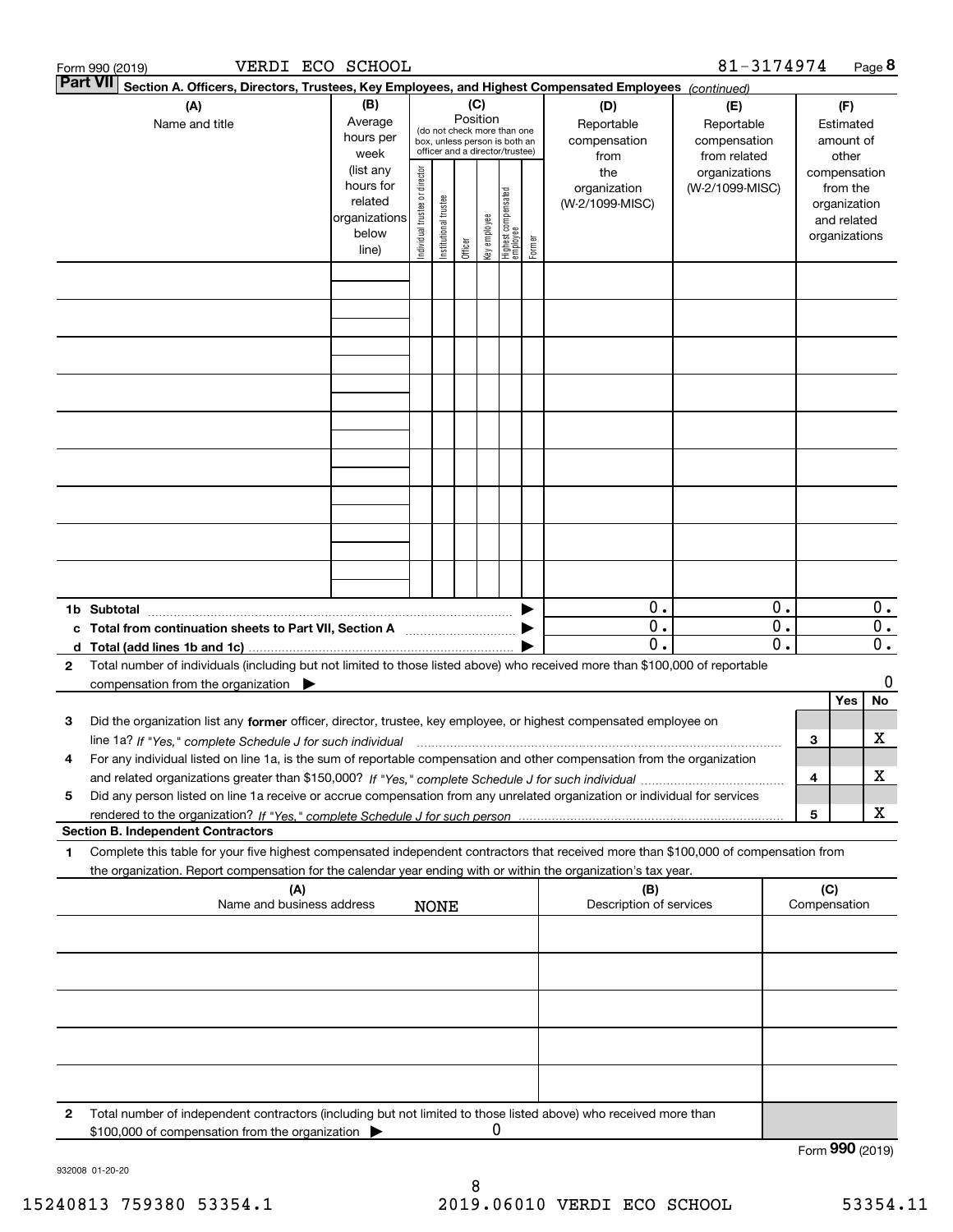Form 990 (2019) VERDI ECO SCHOOL 81-3174974 Page 8

**Part VII** **Section A. Officers, Directors, Trustees, Key Employees, and Highest Compensated Employees** *(continued)*

| (A) Name and title | (B) Average hours per week (list any hours for related organizations below line) | (C) Position (do not check more than one box, unless person is both an officer and a director/trustee): Individual trustee or director | Institutional trustee | Officer | Key employee | Highest compensated employee | Former | (D) Reportable compensation from the organization (W-2/1099-MISC) | (E) Reportable compensation from related organizations (W-2/1099-MISC) | (F) Estimated amount of other compensation from the organization and related organizations |
|---|---|---|---|---|---|---|---|---|---|---|
| | | | | | | | | | | |
| | | | | | | | | | | |
| | | | | | | | | | | |
| | | | | | | | | | | |
| | | | | | | | | | | |
| | | | | | | | | | | |
| | | | | | | | | | | |
| | | | | | | | | | | |
| | | | | | | | | | | |
| **1b Subtotal** | | | | | | | ▶ | 0. | 0. | 0. |
| **c Total from continuation sheets to Part VII, Section A** | | | | | | | ▶ | 0. | 0. | 0. |
| **d Total (add lines 1b and 1c)** | | | | | | | ▶ | 0. | 0. | 0. |

**2** Total number of individuals (including but not limited to those listed above) who received more than $100,000 of reportable compensation from the organization ▶ 0

| | | | Yes | No |
|---|---|---|---|---|
| **3** | Did the organization list any **former** officer, director, trustee, key employee, or highest compensated employee on line 1a? *If "Yes," complete Schedule J for such individual* | 3 | | X |
| **4** | For any individual listed on line 1a, is the sum of reportable compensation and other compensation from the organization and related organizations greater than $150,000? *If "Yes," complete Schedule J for such individual* | 4 | | X |
| **5** | Did any person listed on line 1a receive or accrue compensation from any unrelated organization or individual for services rendered to the organization? *If "Yes," complete Schedule J for such person* | 5 | | X |

**Section B. Independent Contractors**

**1** Complete this table for your five highest compensated independent contractors that received more than $100,000 of compensation from the organization. Report compensation for the calendar year ending with or within the organization's tax year.

| (A) Name and business address | (B) Description of services | (C) Compensation |
|---|---|---|
| NONE | | |
| | | |
| | | |
| | | |
| | | |

**2** Total number of independent contractors (including but not limited to those listed above) who received more than $100,000 of compensation from the organization ▶ 0

Form **990** (2019)

932008 01-20-20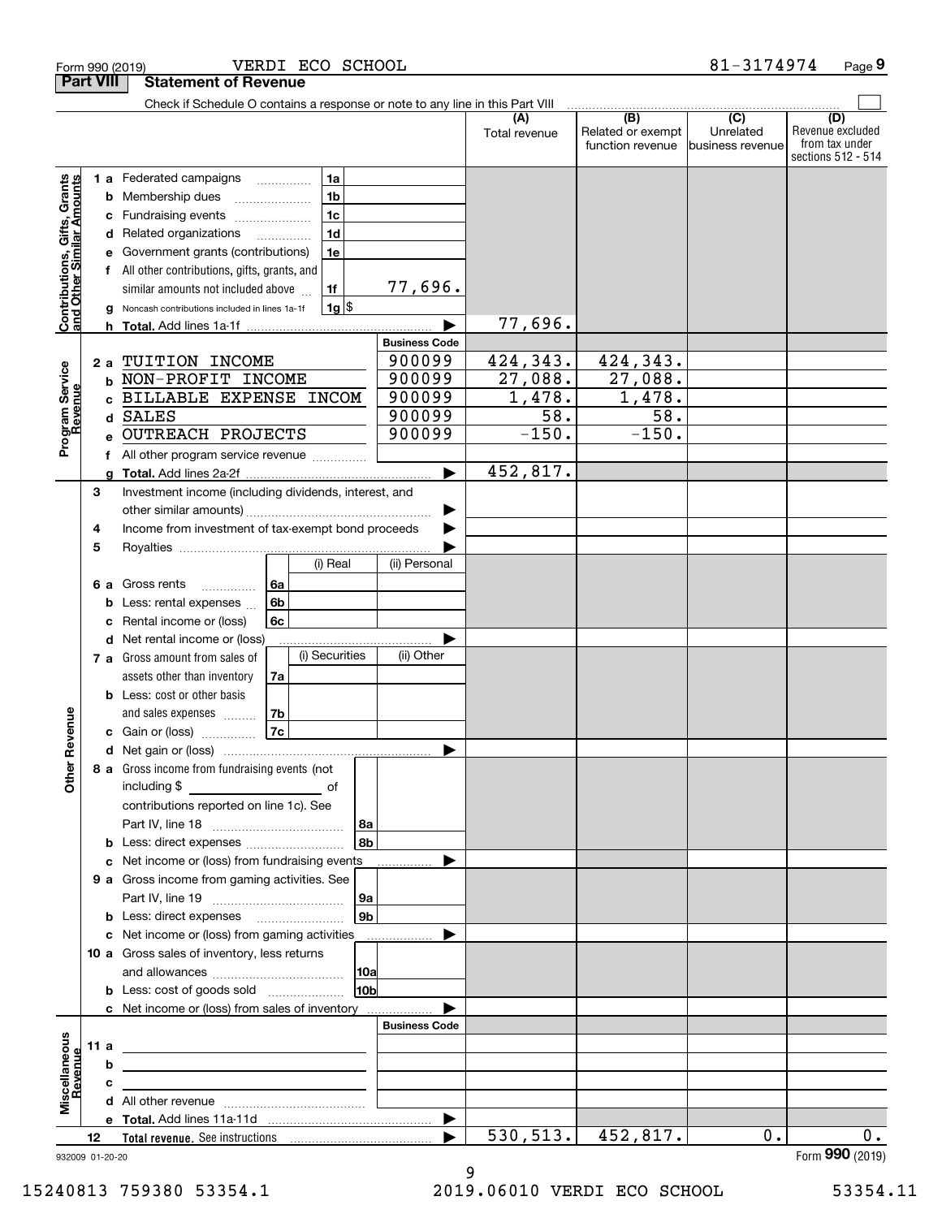Form 990 (2019) VERDI ECO SCHOOL 81-3174974

## Part VIII Statement of Revenue

Check if Schedule O contains a response or note to any line in this Part VIII

| | | | (A) Total revenue | (B) Related or exempt function revenue | (C) Unrelated business revenue | (D) Revenue excluded from tax under sections 512 - 514 |
|---|---|---|---|---|---|---|
| **Contributions, Gifts, Grants and Other Similar Amounts** | | | | | | |
| 1 a Federated campaigns | 1a | | | | | |
| b Membership dues | 1b | | | | | |
| c Fundraising events | 1c | | | | | |
| d Related organizations | 1d | | | | | |
| e Government grants (contributions) | 1e | | | | | |
| f All other contributions, gifts, grants, and similar amounts not included above | 1f | 77,696. | | | | |
| g Noncash contributions included in lines 1a-1f | 1g | $ | | | | |
| h **Total.** Add lines 1a-1f | | | 77,696. | | | |
| **Program Service Revenue** | | Business Code | | | | |
| 2 a TUITION INCOME | | 900099 | 424,343. | 424,343. | | |
| b NON-PROFIT INCOME | | 900099 | 27,088. | 27,088. | | |
| c BILLABLE EXPENSE INCOM | | 900099 | 1,478. | 1,478. | | |
| d SALES | | 900099 | 58. | 58. | | |
| e OUTREACH PROJECTS | | 900099 | -150. | -150. | | |
| f All other program service revenue | | | | | | |
| g **Total.** Add lines 2a-2f | | | 452,817. | | | |
| **Other Revenue** | | | | | | |
| 3 Investment income (including dividends, interest, and other similar amounts) | | | | | | |
| 4 Income from investment of tax-exempt bond proceeds | | | | | | |
| 5 Royalties | | | | | | |
| | | (i) Real | (ii) Personal | | | |
| 6 a Gross rents | 6a | | | | | |
| b Less: rental expenses | 6b | | | | | |
| c Rental income or (loss) | 6c | | | | | |
| d Net rental income or (loss) | | | | | | |
| | | (i) Securities | (ii) Other | | | |
| 7 a Gross amount from sales of assets other than inventory | 7a | | | | | |
| b Less: cost or other basis and sales expenses | 7b | | | | | |
| c Gain or (loss) | 7c | | | | | |
| d Net gain or (loss) | | | | | | |
| 8 a Gross income from fundraising events (not including $ of contributions reported on line 1c). See Part IV, line 18 | 8a | | | | | |
| b Less: direct expenses | 8b | | | | | |
| c Net income or (loss) from fundraising events | | | | | | |
| 9 a Gross income from gaming activities. See Part IV, line 19 | 9a | | | | | |
| b Less: direct expenses | 9b | | | | | |
| c Net income or (loss) from gaming activities | | | | | | |
| 10 a Gross sales of inventory, less returns and allowances | 10a | | | | | |
| b Less: cost of goods sold | 10b | | | | | |
| c Net income or (loss) from sales of inventory | | | | | | |
| **Miscellaneous Revenue** | | Business Code | | | | |
| 11 a | | | | | | |
| b | | | | | | |
| c | | | | | | |
| d All other revenue | | | | | | |
| e **Total.** Add lines 11a-11d | | | | | | |
| 12 **Total revenue.** See instructions | | | 530,513. | 452,817. | 0. | 0. |

932009 01-20-20 Form **990** (2019)

15240813 759380 53354.1 2019.06010 VERDI ECO SCHOOL 53354.11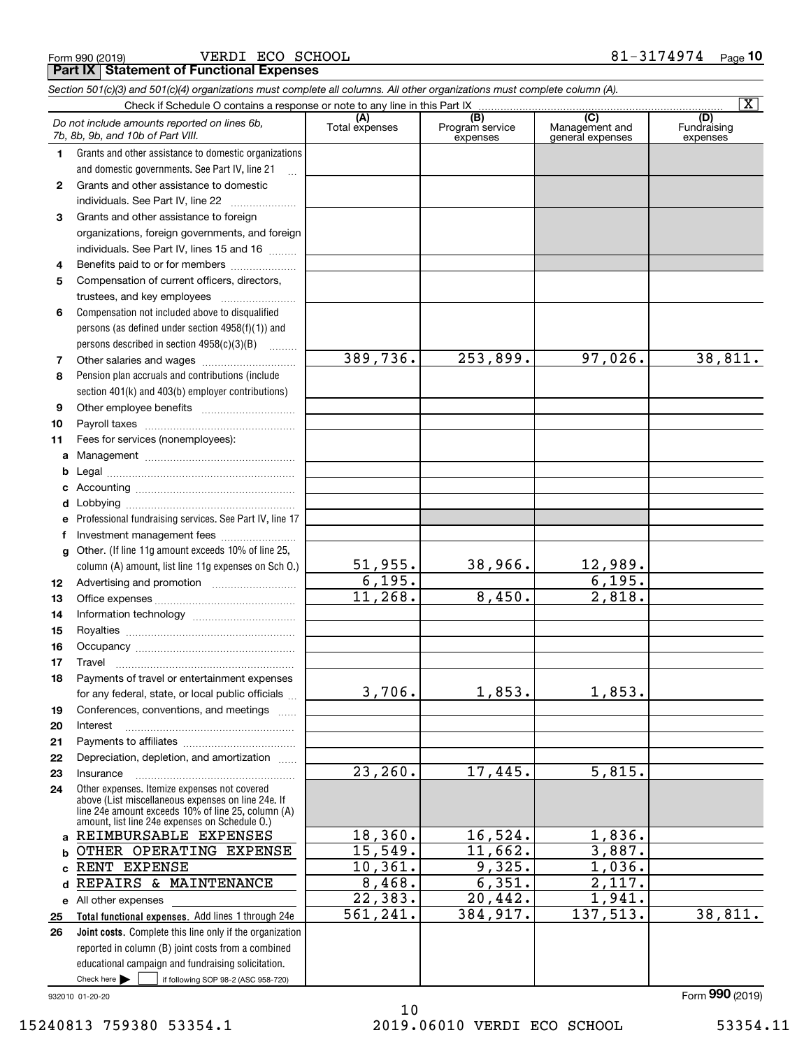Form 990 (2019) VERDI ECO SCHOOL 81-3174974 Page 10

## Part IX Statement of Functional Expenses

*Section 501(c)(3) and 501(c)(4) organizations must complete all columns. All other organizations must complete column (A).*

Check if Schedule O contains a response or note to any line in this Part IX [X]

| | *Do not include amounts reported on lines 6b, 7b, 8b, 9b, and 10b of Part VIII.* | (A) Total expenses | (B) Program service expenses | (C) Management and general expenses | (D) Fundraising expenses |
|---|---|---|---|---|---|
| 1 | Grants and other assistance to domestic organizations and domestic governments. See Part IV, line 21 | | | | |
| 2 | Grants and other assistance to domestic individuals. See Part IV, line 22 | | | | |
| 3 | Grants and other assistance to foreign organizations, foreign governments, and foreign individuals. See Part IV, lines 15 and 16 | | | | |
| 4 | Benefits paid to or for members | | | | |
| 5 | Compensation of current officers, directors, trustees, and key employees | | | | |
| 6 | Compensation not included above to disqualified persons (as defined under section 4958(f)(1)) and persons described in section 4958(c)(3)(B) | | | | |
| 7 | Other salaries and wages | 389,736. | 253,899. | 97,026. | 38,811. |
| 8 | Pension plan accruals and contributions (include section 401(k) and 403(b) employer contributions) | | | | |
| 9 | Other employee benefits | | | | |
| 10 | Payroll taxes | | | | |
| 11 | Fees for services (nonemployees): | | | | |
| a | Management | | | | |
| b | Legal | | | | |
| c | Accounting | | | | |
| d | Lobbying | | | | |
| e | Professional fundraising services. See Part IV, line 17 | | | | |
| f | Investment management fees | | | | |
| g | Other. (If line 11g amount exceeds 10% of line 25, column (A) amount, list line 11g expenses on Sch O.) | 51,955. | 38,966. | 12,989. | |
| 12 | Advertising and promotion | 6,195. | | 6,195. | |
| 13 | Office expenses | 11,268. | 8,450. | 2,818. | |
| 14 | Information technology | | | | |
| 15 | Royalties | | | | |
| 16 | Occupancy | | | | |
| 17 | Travel | | | | |
| 18 | Payments of travel or entertainment expenses for any federal, state, or local public officials | 3,706. | 1,853. | 1,853. | |
| 19 | Conferences, conventions, and meetings | | | | |
| 20 | Interest | | | | |
| 21 | Payments to affiliates | | | | |
| 22 | Depreciation, depletion, and amortization | | | | |
| 23 | Insurance | 23,260. | 17,445. | 5,815. | |
| 24 | Other expenses. Itemize expenses not covered above (List miscellaneous expenses on line 24e. If line 24e amount exceeds 10% of line 25, column (A) amount, list line 24e expenses on Schedule O.) | | | | |
| a | REIMBURSABLE EXPENSES | 18,360. | 16,524. | 1,836. | |
| b | OTHER OPERATING EXPENSE | 15,549. | 11,662. | 3,887. | |
| c | RENT EXPENSE | 10,361. | 9,325. | 1,036. | |
| d | REPAIRS & MAINTENANCE | 8,468. | 6,351. | 2,117. | |
| e | All other expenses | 22,383. | 20,442. | 1,941. | |
| 25 | **Total functional expenses.** Add lines 1 through 24e | 561,241. | 384,917. | 137,513. | 38,811. |
| 26 | **Joint costs.** Complete this line only if the organization reported in column (B) joint costs from a combined educational campaign and fundraising solicitation. Check here [ ] if following SOP 98-2 (ASC 958-720) | | | | |

932010 01-20-20 Form 990 (2019)

15240813 759380 53354.1 2019.06010 VERDI ECO SCHOOL 53354.11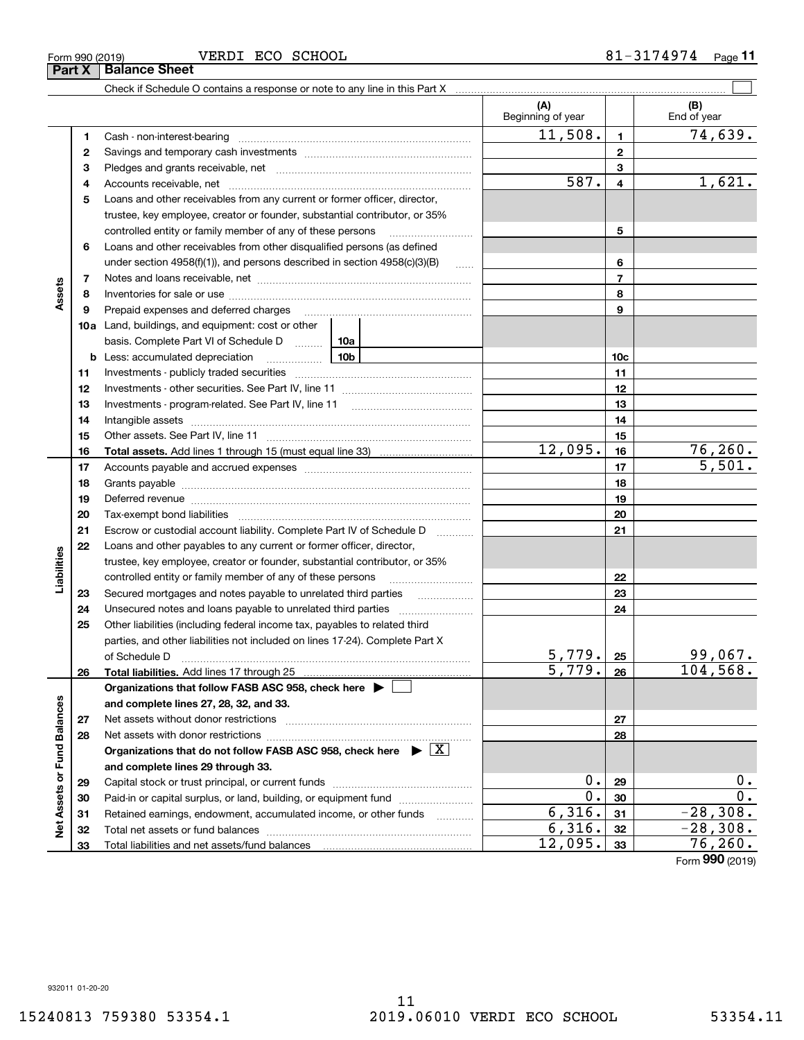Form 990 (2019) VERDI ECO SCHOOL 81-3174974

## Part X Balance Sheet

Check if Schedule O contains a response or note to any line in this Part X

| | | | (A) Beginning of year | | (B) End of year |
|---|---|---|---|---|---|
| Assets | 1 | Cash - non-interest-bearing | 11,508. | 1 | 74,639. |
| | 2 | Savings and temporary cash investments | | 2 | |
| | 3 | Pledges and grants receivable, net | | 3 | |
| | 4 | Accounts receivable, net | 587. | 4 | 1,621. |
| | 5 | Loans and other receivables from any current or former officer, director, trustee, key employee, creator or founder, substantial contributor, or 35% controlled entity or family member of any of these persons | | 5 | |
| | 6 | Loans and other receivables from other disqualified persons (as defined under section 4958(f)(1)), and persons described in section 4958(c)(3)(B) | | 6 | |
| | 7 | Notes and loans receivable, net | | 7 | |
| | 8 | Inventories for sale or use | | 8 | |
| | 9 | Prepaid expenses and deferred charges | | 9 | |
| | 10a | Land, buildings, and equipment: cost or other basis. Complete Part VI of Schedule D 10a | | | |
| | b | Less: accumulated depreciation 10b | | 10c | |
| | 11 | Investments - publicly traded securities | | 11 | |
| | 12 | Investments - other securities. See Part IV, line 11 | | 12 | |
| | 13 | Investments - program-related. See Part IV, line 11 | | 13 | |
| | 14 | Intangible assets | | 14 | |
| | 15 | Other assets. See Part IV, line 11 | | 15 | |
| | 16 | **Total assets.** Add lines 1 through 15 (must equal line 33) | 12,095. | 16 | 76,260. |
| Liabilities | 17 | Accounts payable and accrued expenses | | 17 | 5,501. |
| | 18 | Grants payable | | 18 | |
| | 19 | Deferred revenue | | 19 | |
| | 20 | Tax-exempt bond liabilities | | 20 | |
| | 21 | Escrow or custodial account liability. Complete Part IV of Schedule D | | 21 | |
| | 22 | Loans and other payables to any current or former officer, director, trustee, key employee, creator or founder, substantial contributor, or 35% controlled entity or family member of any of these persons | | 22 | |
| | 23 | Secured mortgages and notes payable to unrelated third parties | | 23 | |
| | 24 | Unsecured notes and loans payable to unrelated third parties | | 24 | |
| | 25 | Other liabilities (including federal income tax, payables to related third parties, and other liabilities not included on lines 17-24). Complete Part X of Schedule D | 5,779. | 25 | 99,067. |
| | 26 | **Total liabilities.** Add lines 17 through 25 | 5,779. | 26 | 104,568. |
| Net Assets or Fund Balances | | **Organizations that follow FASB ASC 958, check here ☐ and complete lines 27, 28, 32, and 33.** | | | |
| | 27 | Net assets without donor restrictions | | 27 | |
| | 28 | Net assets with donor restrictions | | 28 | |
| | | **Organizations that do not follow FASB ASC 958, check here ☒ and complete lines 29 through 33.** | | | |
| | 29 | Capital stock or trust principal, or current funds | 0. | 29 | 0. |
| | 30 | Paid-in or capital surplus, or land, building, or equipment fund | 0. | 30 | 0. |
| | 31 | Retained earnings, endowment, accumulated income, or other funds | 6,316. | 31 | -28,308. |
| | 32 | Total net assets or fund balances | 6,316. | 32 | -28,308. |
| | 33 | Total liabilities and net assets/fund balances | 12,095. | 33 | 76,260. |

Form **990** (2019)

932011 01-20-20

15240813 759380 53354.1 2019.06010 VERDI ECO SCHOOL 53354.11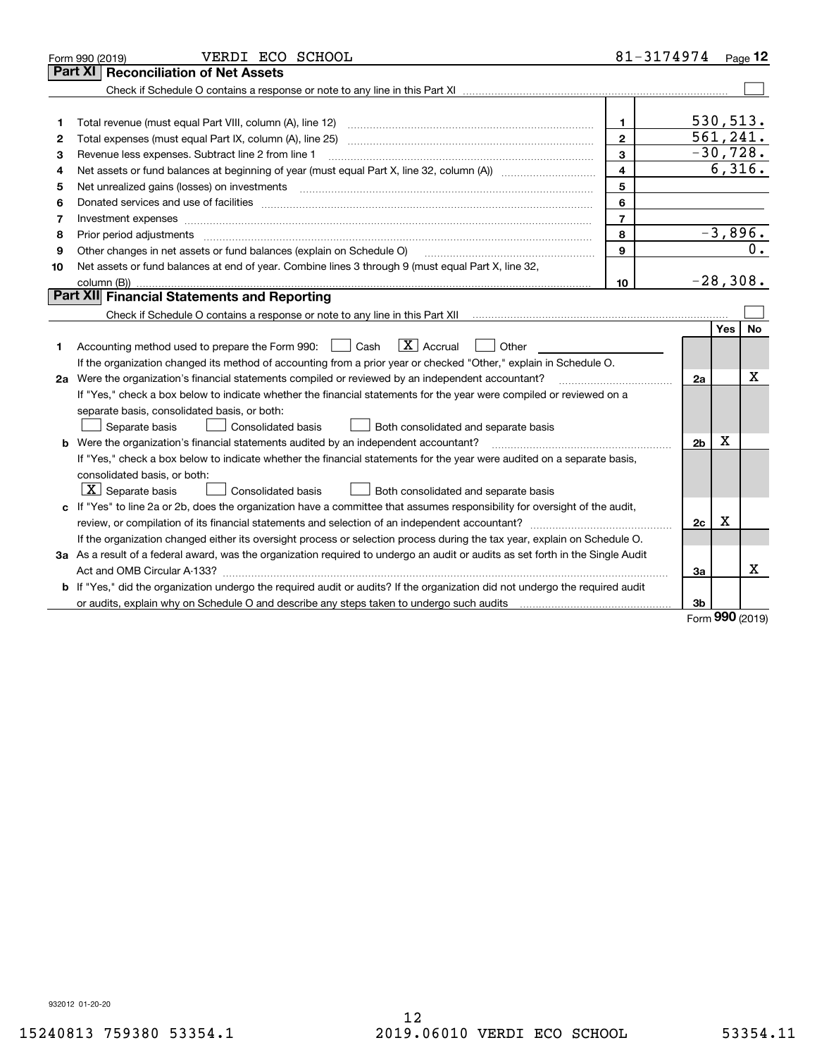Form 990 (2019) VERDI ECO SCHOOL 81-3174974 Page 12

## Part XI Reconciliation of Net Assets

Check if Schedule O contains a response or note to any line in this Part XI ☐

| | | | |
|---|---|---|---|
| 1 | Total revenue (must equal Part VIII, column (A), line 12) | 1 | 530,513. |
| 2 | Total expenses (must equal Part IX, column (A), line 25) | 2 | 561,241. |
| 3 | Revenue less expenses. Subtract line 2 from line 1 | 3 | -30,728. |
| 4 | Net assets or fund balances at beginning of year (must equal Part X, line 32, column (A)) | 4 | 6,316. |
| 5 | Net unrealized gains (losses) on investments | 5 | |
| 6 | Donated services and use of facilities | 6 | |
| 7 | Investment expenses | 7 | |
| 8 | Prior period adjustments | 8 | -3,896. |
| 9 | Other changes in net assets or fund balances (explain on Schedule O) | 9 | 0. |
| 10 | Net assets or fund balances at end of year. Combine lines 3 through 9 (must equal Part X, line 32, column (B)) | 10 | -28,308. |

## Part XII Financial Statements and Reporting

Check if Schedule O contains a response or note to any line in this Part XII ☐

| | | | Yes | No |
|---|---|---|---|---|
| 1 | Accounting method used to prepare the Form 990: ☐ Cash ☒ Accrual ☐ Other | | | |
| | If the organization changed its method of accounting from a prior year or checked "Other," explain in Schedule O. | | | |
| 2a | Were the organization's financial statements compiled or reviewed by an independent accountant? | 2a | | X |
| | If "Yes," check a box below to indicate whether the financial statements for the year were compiled or reviewed on a separate basis, consolidated basis, or both: ☐ Separate basis ☐ Consolidated basis ☐ Both consolidated and separate basis | | | |
| b | Were the organization's financial statements audited by an independent accountant? | 2b | X | |
| | If "Yes," check a box below to indicate whether the financial statements for the year were audited on a separate basis, consolidated basis, or both: ☒ Separate basis ☐ Consolidated basis ☐ Both consolidated and separate basis | | | |
| c | If "Yes" to line 2a or 2b, does the organization have a committee that assumes responsibility for oversight of the audit, review, or compilation of its financial statements and selection of an independent accountant? | 2c | X | |
| | If the organization changed either its oversight process or selection process during the tax year, explain on Schedule O. | | | |
| 3a | As a result of a federal award, was the organization required to undergo an audit or audits as set forth in the Single Audit Act and OMB Circular A-133? | 3a | | X |
| b | If "Yes," did the organization undergo the required audit or audits? If the organization did not undergo the required audit or audits, explain why on Schedule O and describe any steps taken to undergo such audits | 3b | | |

Form **990** (2019)

932012 01-20-20

15240813 759380 53354.1 2019.06010 VERDI ECO SCHOOL 53354.11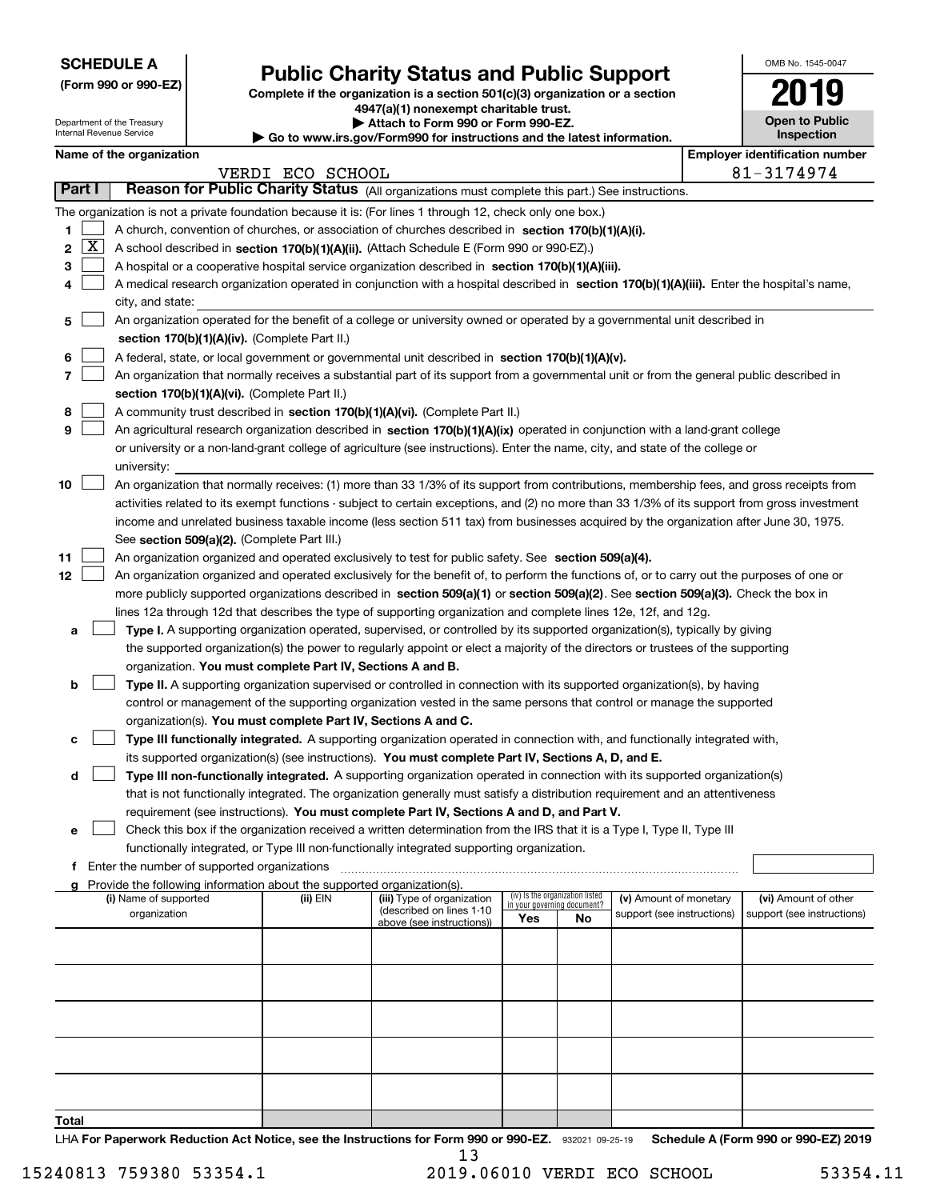**SCHEDULE A**
**(Form 990 or 990-EZ)**

Department of the Treasury
Internal Revenue Service

# Public Charity Status and Public Support

**Complete if the organization is a section 501(c)(3) organization or a section 4947(a)(1) nonexempt charitable trust.**
**▶ Attach to Form 990 or Form 990-EZ.**
**▶ Go to www.irs.gov/Form990 for instructions and the latest information.**

OMB No. 1545-0047
**2019**
**Open to Public Inspection**

**Name of the organization:** VERDI ECO SCHOOL
**Employer identification number:** 81-3174974

## Part I — Reason for Public Charity Status (All organizations must complete this part.) See instructions.

The organization is not a private foundation because it is: (For lines 1 through 12, check only one box.)

1. [ ] A church, convention of churches, or association of churches described in **section 170(b)(1)(A)(i).**
2. [X] A school described in **section 170(b)(1)(A)(ii).** (Attach Schedule E (Form 990 or 990-EZ).)
3. [ ] A hospital or a cooperative hospital service organization described in **section 170(b)(1)(A)(iii).**
4. [ ] A medical research organization operated in conjunction with a hospital described in **section 170(b)(1)(A)(iii).** Enter the hospital's name, city, and state:
5. [ ] An organization operated for the benefit of a college or university owned or operated by a governmental unit described in **section 170(b)(1)(A)(iv).** (Complete Part II.)
6. [ ] A federal, state, or local government or governmental unit described in **section 170(b)(1)(A)(v).**
7. [ ] An organization that normally receives a substantial part of its support from a governmental unit or from the general public described in **section 170(b)(1)(A)(vi).** (Complete Part II.)
8. [ ] A community trust described in **section 170(b)(1)(A)(vi).** (Complete Part II.)
9. [ ] An agricultural research organization described in **section 170(b)(1)(A)(ix)** operated in conjunction with a land-grant college or university or a non-land-grant college of agriculture (see instructions). Enter the name, city, and state of the college or university:
10. [ ] An organization that normally receives: (1) more than 33 1/3% of its support from contributions, membership fees, and gross receipts from activities related to its exempt functions - subject to certain exceptions, and (2) no more than 33 1/3% of its support from gross investment income and unrelated business taxable income (less section 511 tax) from businesses acquired by the organization after June 30, 1975. See **section 509(a)(2).** (Complete Part III.)
11. [ ] An organization organized and operated exclusively to test for public safety. See **section 509(a)(4).**
12. [ ] An organization organized and operated exclusively for the benefit of, to perform the functions of, or to carry out the purposes of one or more publicly supported organizations described in **section 509(a)(1)** or **section 509(a)(2)**. See **section 509(a)(3).** Check the box in lines 12a through 12d that describes the type of supporting organization and complete lines 12e, 12f, and 12g.
   - **a** [ ] **Type I.** A supporting organization operated, supervised, or controlled by its supported organization(s), typically by giving the supported organization(s) the power to regularly appoint or elect a majority of the directors or trustees of the supporting organization. **You must complete Part IV, Sections A and B.**
   - **b** [ ] **Type II.** A supporting organization supervised or controlled in connection with its supported organization(s), by having control or management of the supporting organization vested in the same persons that control or manage the supported organization(s). **You must complete Part IV, Sections A and C.**
   - **c** [ ] **Type III functionally integrated.** A supporting organization operated in connection with, and functionally integrated with, its supported organization(s) (see instructions). **You must complete Part IV, Sections A, D, and E.**
   - **d** [ ] **Type III non-functionally integrated.** A supporting organization operated in connection with its supported organization(s) that is not functionally integrated. The organization generally must satisfy a distribution requirement and an attentiveness requirement (see instructions). **You must complete Part IV, Sections A and D, and Part V.**
   - **e** [ ] Check this box if the organization received a written determination from the IRS that it is a Type I, Type II, Type III functionally integrated, or Type III non-functionally integrated supporting organization.
   - **f** Enter the number of supported organizations
   - **g** Provide the following information about the supported organization(s).

| (i) Name of supported organization | (ii) EIN | (iii) Type of organization (described on lines 1-10 above (see instructions)) | (iv) Is the organization listed in your governing document? Yes | No | (v) Amount of monetary support (see instructions) | (vi) Amount of other support (see instructions) |
|---|---|---|---|---|---|---|
| | | | | | | |
| | | | | | | |
| | | | | | | |
| | | | | | | |
| | | | | | | |
| **Total** | | | | | | |

LHA **For Paperwork Reduction Act Notice, see the Instructions for Form 990 or 990-EZ.** 932021 09-25-19 **Schedule A (Form 990 or 990-EZ) 2019**

15240813 759380 53354.1 2019.06010 VERDI ECO SCHOOL 53354.11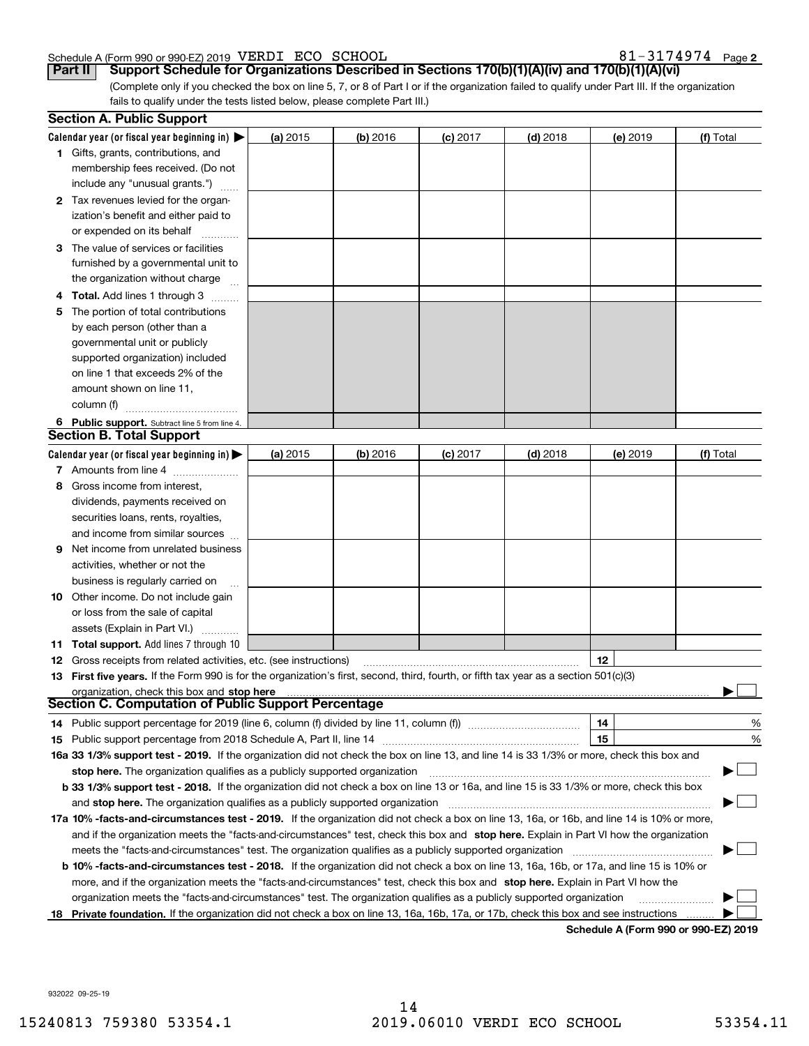Schedule A (Form 990 or 990-EZ) 2019 VERDI ECO SCHOOL 81-3174974 Page 2

**Part II Support Schedule for Organizations Described in Sections 170(b)(1)(A)(iv) and 170(b)(1)(A)(vi)**

(Complete only if you checked the box on line 5, 7, or 8 of Part I or if the organization failed to qualify under Part III. If the organization fails to qualify under the tests listed below, please complete Part III.)

## Section A. Public Support

| Calendar year (or fiscal year beginning in) ▶ | (a) 2015 | (b) 2016 | (c) 2017 | (d) 2018 | (e) 2019 | (f) Total |
|---|---|---|---|---|---|---|
| 1 Gifts, grants, contributions, and membership fees received. (Do not include any "unusual grants.") | | | | | | |
| 2 Tax revenues levied for the organization's benefit and either paid to or expended on its behalf | | | | | | |
| 3 The value of services or facilities furnished by a governmental unit to the organization without charge | | | | | | |
| 4 **Total.** Add lines 1 through 3 | | | | | | |
| 5 The portion of total contributions by each person (other than a governmental unit or publicly supported organization) included on line 1 that exceeds 2% of the amount shown on line 11, column (f) | | | | | | |
| 6 **Public support.** Subtract line 5 from line 4. | | | | | | |

## Section B. Total Support

| Calendar year (or fiscal year beginning in) ▶ | (a) 2015 | (b) 2016 | (c) 2017 | (d) 2018 | (e) 2019 | (f) Total |
|---|---|---|---|---|---|---|
| 7 Amounts from line 4 | | | | | | |
| 8 Gross income from interest, dividends, payments received on securities loans, rents, royalties, and income from similar sources | | | | | | |
| 9 Net income from unrelated business activities, whether or not the business is regularly carried on | | | | | | |
| 10 Other income. Do not include gain or loss from the sale of capital assets (Explain in Part VI.) | | | | | | |
| 11 **Total support.** Add lines 7 through 10 | | | | | | |

12 Gross receipts from related activities, etc. (see instructions) 12

13 **First five years.** If the Form 990 is for the organization's first, second, third, fourth, or fifth tax year as a section 501(c)(3) organization, check this box and **stop here** ▶ ☐

## Section C. Computation of Public Support Percentage

14 Public support percentage for 2019 (line 6, column (f) divided by line 11, column (f)) 14 %

15 Public support percentage from 2018 Schedule A, Part II, line 14 15 %

**16a 33 1/3% support test - 2019.** If the organization did not check the box on line 13, and line 14 is 33 1/3% or more, check this box and **stop here.** The organization qualifies as a publicly supported organization ▶ ☐

**b 33 1/3% support test - 2018.** If the organization did not check a box on line 13 or 16a, and line 15 is 33 1/3% or more, check this box and **stop here.** The organization qualifies as a publicly supported organization ▶ ☐

**17a 10% -facts-and-circumstances test - 2019.** If the organization did not check a box on line 13, 16a, or 16b, and line 14 is 10% or more, and if the organization meets the "facts-and-circumstances" test, check this box and **stop here.** Explain in Part VI how the organization meets the "facts-and-circumstances" test. The organization qualifies as a publicly supported organization ▶ ☐

**b 10% -facts-and-circumstances test - 2018.** If the organization did not check a box on line 13, 16a, 16b, or 17a, and line 15 is 10% or more, and if the organization meets the "facts-and-circumstances" test, check this box and **stop here.** Explain in Part VI how the organization meets the "facts-and-circumstances" test. The organization qualifies as a publicly supported organization ▶ ☐

**18 Private foundation.** If the organization did not check a box on line 13, 16a, 16b, 17a, or 17b, check this box and see instructions ▶ ☐

**Schedule A (Form 990 or 990-EZ) 2019**

932022 09-25-19

15240813 759380 53354.1 2019.06010 VERDI ECO SCHOOL 53354.11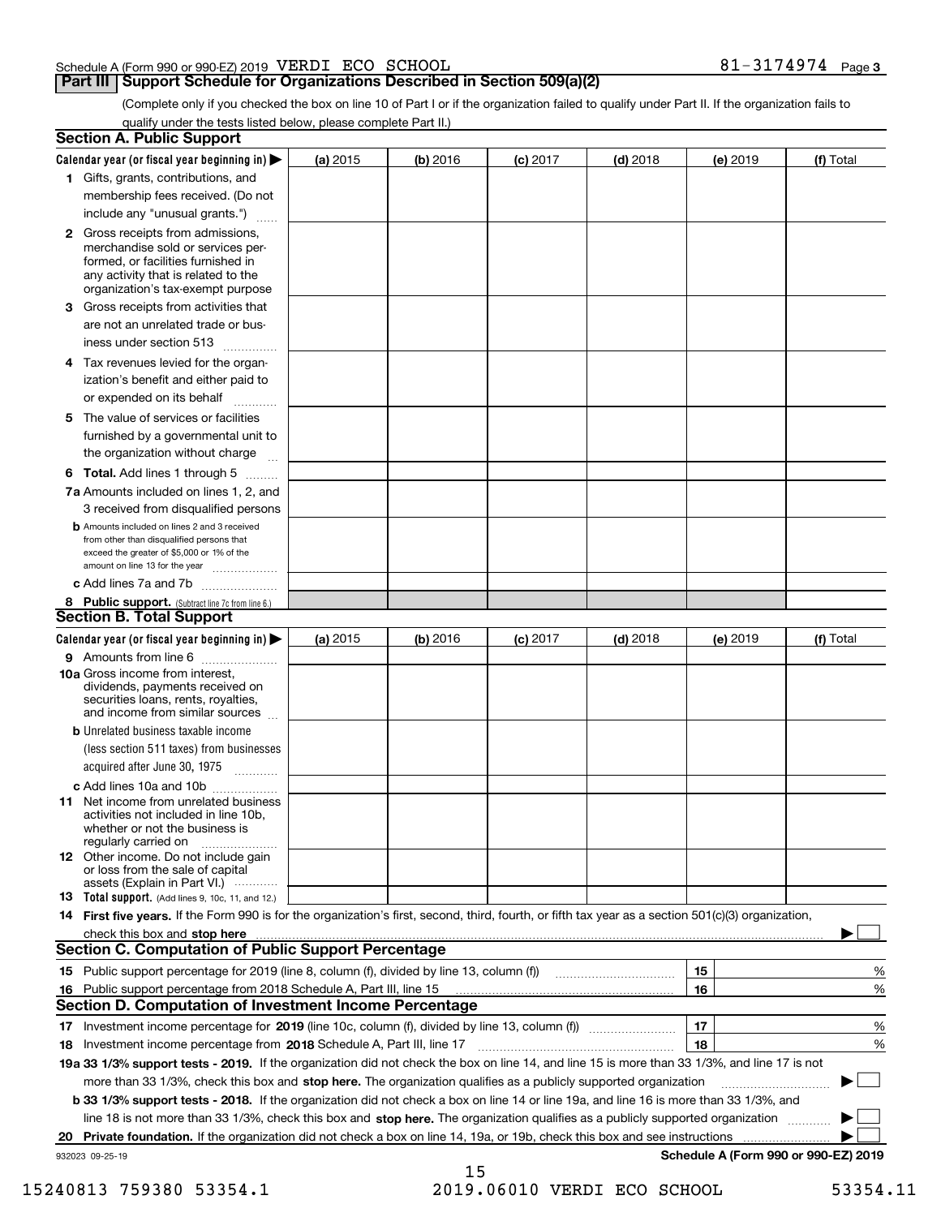Schedule A (Form 990 or 990-EZ) 2019 VERDI ECO SCHOOL 81-3174974 Page **3**

## Part III Support Schedule for Organizations Described in Section 509(a)(2)

(Complete only if you checked the box on line 10 of Part I or if the organization failed to qualify under Part II. If the organization fails to qualify under the tests listed below, please complete Part II.)

### Section A. Public Support

| Calendar year (or fiscal year beginning in) ▶ | (a) 2015 | (b) 2016 | (c) 2017 | (d) 2018 | (e) 2019 | (f) Total |
|---|---|---|---|---|---|---|
| **1** Gifts, grants, contributions, and membership fees received. (Do not include any "unusual grants.") | | | | | | |
| **2** Gross receipts from admissions, merchandise sold or services performed, or facilities furnished in any activity that is related to the organization's tax-exempt purpose | | | | | | |
| **3** Gross receipts from activities that are not an unrelated trade or business under section 513 | | | | | | |
| **4** Tax revenues levied for the organization's benefit and either paid to or expended on its behalf | | | | | | |
| **5** The value of services or facilities furnished by a governmental unit to the organization without charge | | | | | | |
| **6 Total.** Add lines 1 through 5 | | | | | | |
| **7a** Amounts included on lines 1, 2, and 3 received from disqualified persons | | | | | | |
| **b** Amounts included on lines 2 and 3 received from other than disqualified persons that exceed the greater of $5,000 or 1% of the amount on line 13 for the year | | | | | | |
| **c** Add lines 7a and 7b | | | | | | |
| **8 Public support.** (Subtract line 7c from line 6.) | | | | | | |

### Section B. Total Support

| Calendar year (or fiscal year beginning in) ▶ | (a) 2015 | (b) 2016 | (c) 2017 | (d) 2018 | (e) 2019 | (f) Total |
|---|---|---|---|---|---|---|
| **9** Amounts from line 6 | | | | | | |
| **10a** Gross income from interest, dividends, payments received on securities loans, rents, royalties, and income from similar sources | | | | | | |
| **b** Unrelated business taxable income (less section 511 taxes) from businesses acquired after June 30, 1975 | | | | | | |
| **c** Add lines 10a and 10b | | | | | | |
| **11** Net income from unrelated business activities not included in line 10b, whether or not the business is regularly carried on | | | | | | |
| **12** Other income. Do not include gain or loss from the sale of capital assets (Explain in Part VI.) | | | | | | |
| **13 Total support.** (Add lines 9, 10c, 11, and 12.) | | | | | | |

**14 First five years.** If the Form 990 is for the organization's first, second, third, fourth, or fifth tax year as a section 501(c)(3) organization, check this box and **stop here** ▶ ☐

### Section C. Computation of Public Support Percentage

| | | | |
|---|---|---|---|
| **15** | Public support percentage for 2019 (line 8, column (f), divided by line 13, column (f)) | 15 | % |
| **16** | Public support percentage from 2018 Schedule A, Part III, line 15 | 16 | % |

### Section D. Computation of Investment Income Percentage

| | | | |
|---|---|---|---|
| **17** | Investment income percentage for **2019** (line 10c, column (f), divided by line 13, column (f)) | 17 | % |
| **18** | Investment income percentage from **2018** Schedule A, Part III, line 17 | 18 | % |

**19a 33 1/3% support tests - 2019.** If the organization did not check the box on line 14, and line 15 is more than 33 1/3%, and line 17 is not more than 33 1/3%, check this box and **stop here.** The organization qualifies as a publicly supported organization ▶ ☐

**b 33 1/3% support tests - 2018.** If the organization did not check a box on line 14 or line 19a, and line 16 is more than 33 1/3%, and line 18 is not more than 33 1/3%, check this box and **stop here.** The organization qualifies as a publicly supported organization ▶ ☐

**20 Private foundation.** If the organization did not check a box on line 14, 19a, or 19b, check this box and see instructions ▶ ☐

932023 09-25-19 **Schedule A (Form 990 or 990-EZ) 2019**

15240813 759380 53354.1 2019.06010 VERDI ECO SCHOOL 53354.11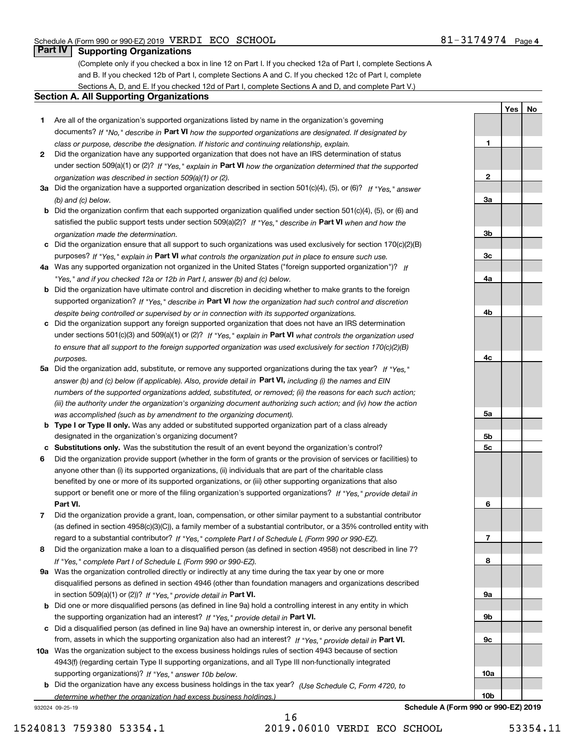## Part IV Supporting Organizations

(Complete only if you checked a box in line 12 on Part I. If you checked 12a of Part I, complete Sections A and B. If you checked 12b of Part I, complete Sections A and C. If you checked 12c of Part I, complete Sections A, D, and E. If you checked 12d of Part I, complete Sections A and D, and complete Part V.)

### Section A. All Supporting Organizations

| | | Line | Yes | No |
|---|---|---|---|---|
| **1** | Are all of the organization's supported organizations listed by name in the organization's governing documents? *If "No," describe in* **Part VI** *how the supported organizations are designated. If designated by class or purpose, describe the designation. If historic and continuing relationship, explain.* | **1** | | |
| **2** | Did the organization have any supported organization that does not have an IRS determination of status under section 509(a)(1) or (2)? *If "Yes," explain in* **Part VI** *how the organization determined that the supported organization was described in section 509(a)(1) or (2).* | **2** | | |
| **3a** | Did the organization have a supported organization described in section 501(c)(4), (5), or (6)? *If "Yes," answer (b) and (c) below.* | **3a** | | |
| **b** | Did the organization confirm that each supported organization qualified under section 501(c)(4), (5), or (6) and satisfied the public support tests under section 509(a)(2)? *If "Yes," describe in* **Part VI** *when and how the organization made the determination.* | **3b** | | |
| **c** | Did the organization ensure that all support to such organizations was used exclusively for section 170(c)(2)(B) purposes? *If "Yes," explain in* **Part VI** *what controls the organization put in place to ensure such use.* | **3c** | | |
| **4a** | Was any supported organization not organized in the United States ("foreign supported organization")? *If "Yes," and if you checked 12a or 12b in Part I, answer (b) and (c) below.* | **4a** | | |
| **b** | Did the organization have ultimate control and discretion in deciding whether to make grants to the foreign supported organization? *If "Yes," describe in* **Part VI** *how the organization had such control and discretion despite being controlled or supervised by or in connection with its supported organizations.* | **4b** | | |
| **c** | Did the organization support any foreign supported organization that does not have an IRS determination under sections 501(c)(3) and 509(a)(1) or (2)? *If "Yes," explain in* **Part VI** *what controls the organization used to ensure that all support to the foreign supported organization was used exclusively for section 170(c)(2)(B) purposes.* | **4c** | | |
| **5a** | Did the organization add, substitute, or remove any supported organizations during the tax year? *If "Yes," answer (b) and (c) below (if applicable). Also, provide detail in* **Part VI,** *including (i) the names and EIN numbers of the supported organizations added, substituted, or removed; (ii) the reasons for each such action; (iii) the authority under the organization's organizing document authorizing such action; and (iv) how the action was accomplished (such as by amendment to the organizing document).* | **5a** | | |
| **b** | **Type I or Type II only.** Was any added or substituted supported organization part of a class already designated in the organization's organizing document? | **5b** | | |
| **c** | **Substitutions only.** Was the substitution the result of an event beyond the organization's control? | **5c** | | |
| **6** | Did the organization provide support (whether in the form of grants or the provision of services or facilities) to anyone other than (i) its supported organizations, (ii) individuals that are part of the charitable class benefited by one or more of its supported organizations, or (iii) other supporting organizations that also support or benefit one or more of the filing organization's supported organizations? *If "Yes," provide detail in* **Part VI.** | **6** | | |
| **7** | Did the organization provide a grant, loan, compensation, or other similar payment to a substantial contributor (as defined in section 4958(c)(3)(C)), a family member of a substantial contributor, or a 35% controlled entity with regard to a substantial contributor? *If "Yes," complete Part I of Schedule L (Form 990 or 990-EZ).* | **7** | | |
| **8** | Did the organization make a loan to a disqualified person (as defined in section 4958) not described in line 7? *If "Yes," complete Part I of Schedule L (Form 990 or 990-EZ).* | **8** | | |
| **9a** | Was the organization controlled directly or indirectly at any time during the tax year by one or more disqualified persons as defined in section 4946 (other than foundation managers and organizations described in section 509(a)(1) or (2))? *If "Yes," provide detail in* **Part VI.** | **9a** | | |
| **b** | Did one or more disqualified persons (as defined in line 9a) hold a controlling interest in any entity in which the supporting organization had an interest? *If "Yes," provide detail in* **Part VI.** | **9b** | | |
| **c** | Did a disqualified person (as defined in line 9a) have an ownership interest in, or derive any personal benefit from, assets in which the supporting organization also had an interest? *If "Yes," provide detail in* **Part VI.** | **9c** | | |
| **10a** | Was the organization subject to the excess business holdings rules of section 4943 because of section 4943(f) (regarding certain Type II supporting organizations, and all Type III non-functionally integrated supporting organizations)? *If "Yes," answer 10b below.* | **10a** | | |
| **b** | Did the organization have any excess business holdings in the tax year? *(Use Schedule C, Form 4720, to determine whether the organization had excess business holdings.)* | **10b** | | |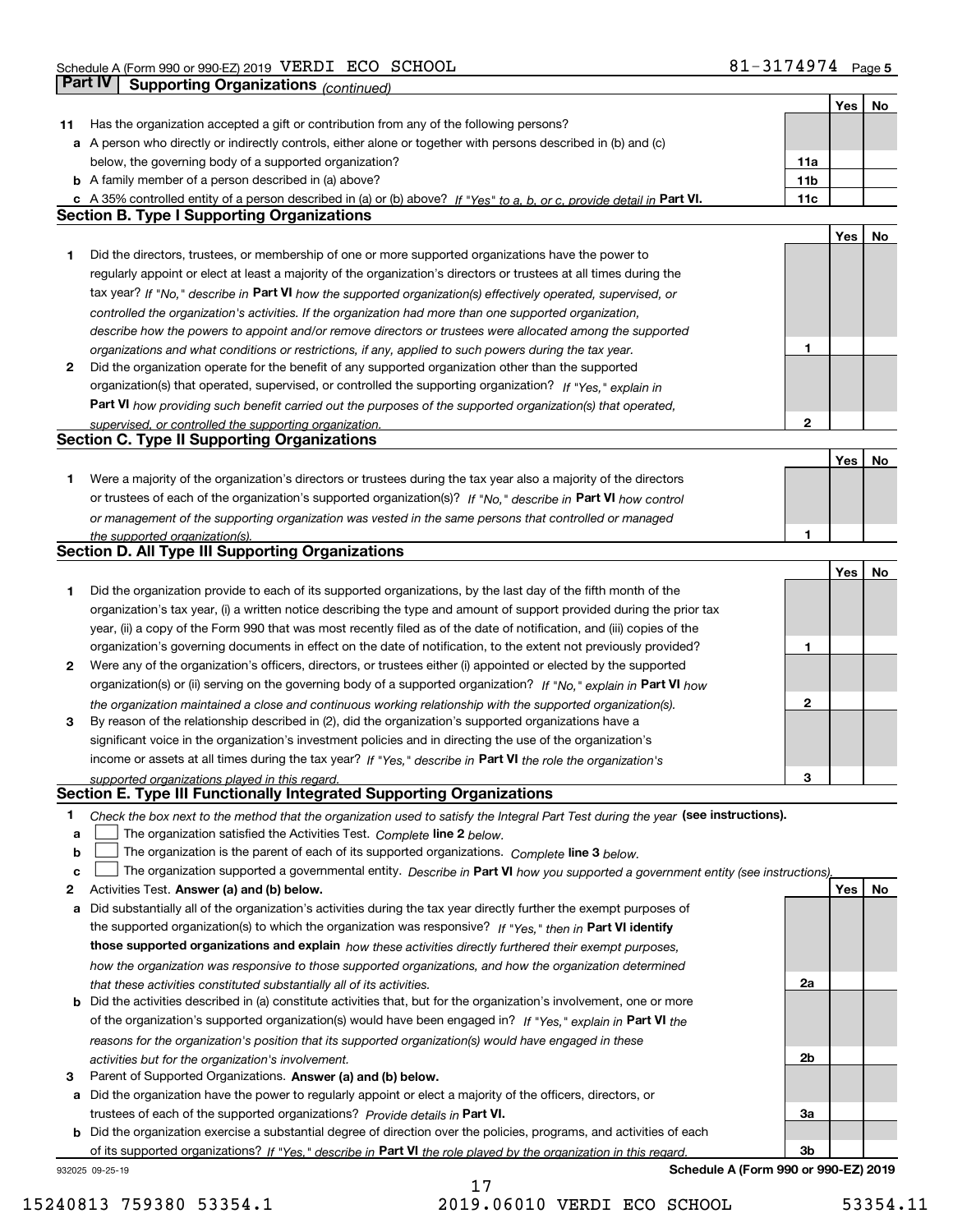## Part IV | Supporting Organizations *(continued)*

| | | | Yes | No |
|---|---|---|---|---|
| **11** | Has the organization accepted a gift or contribution from any of the following persons? | | | |
| **a** | A person who directly or indirectly controls, either alone or together with persons described in (b) and (c) below, the governing body of a supported organization? | 11a | | |
| **b** | A family member of a person described in (a) above? | 11b | | |
| **c** | A 35% controlled entity of a person described in (a) or (b) above? *If "Yes" to a, b, or c, provide detail in* **Part VI.** | 11c | | |

### Section B. Type I Supporting Organizations

| | | | Yes | No |
|---|---|---|---|---|
| **1** | Did the directors, trustees, or membership of one or more supported organizations have the power to regularly appoint or elect at least a majority of the organization's directors or trustees at all times during the tax year? *If "No," describe in* **Part VI** *how the supported organization(s) effectively operated, supervised, or controlled the organization's activities. If the organization had more than one supported organization, describe how the powers to appoint and/or remove directors or trustees were allocated among the supported organizations and what conditions or restrictions, if any, applied to such powers during the tax year.* | 1 | | |
| **2** | Did the organization operate for the benefit of any supported organization other than the supported organization(s) that operated, supervised, or controlled the supporting organization? *If "Yes," explain in* **Part VI** *how providing such benefit carried out the purposes of the supported organization(s) that operated, supervised, or controlled the supporting organization.* | 2 | | |

### Section C. Type II Supporting Organizations

| | | | Yes | No |
|---|---|---|---|---|
| **1** | Were a majority of the organization's directors or trustees during the tax year also a majority of the directors or trustees of each of the organization's supported organization(s)? *If "No," describe in* **Part VI** *how control or management of the supporting organization was vested in the same persons that controlled or managed the supported organization(s).* | 1 | | |

### Section D. All Type III Supporting Organizations

| | | | Yes | No |
|---|---|---|---|---|
| **1** | Did the organization provide to each of its supported organizations, by the last day of the fifth month of the organization's tax year, (i) a written notice describing the type and amount of support provided during the prior tax year, (ii) a copy of the Form 990 that was most recently filed as of the date of notification, and (iii) copies of the organization's governing documents in effect on the date of notification, to the extent not previously provided? | 1 | | |
| **2** | Were any of the organization's officers, directors, or trustees either (i) appointed or elected by the supported organization(s) or (ii) serving on the governing body of a supported organization? *If "No," explain in* **Part VI** *how the organization maintained a close and continuous working relationship with the supported organization(s).* | 2 | | |
| **3** | By reason of the relationship described in (2), did the organization's supported organizations have a significant voice in the organization's investment policies and in directing the use of the organization's income or assets at all times during the tax year? *If "Yes," describe in* **Part VI** *the role the organization's supported organizations played in this regard.* | 3 | | |

### Section E. Type III Functionally Integrated Supporting Organizations

**1** *Check the box next to the method that the organization used to satisfy the Integral Part Test during the year* **(see instructions).**

- **a** ☐ The organization satisfied the Activities Test. *Complete* **line 2** *below.*
- **b** ☐ The organization is the parent of each of its supported organizations. *Complete* **line 3** *below.*
- **c** ☐ The organization supported a governmental entity. *Describe in* **Part VI** *how you supported a government entity (see instructions).*

| | | | Yes | No |
|---|---|---|---|---|
| **2** | Activities Test. **Answer (a) and (b) below.** | | | |
| **a** | Did substantially all of the organization's activities during the tax year directly further the exempt purposes of the supported organization(s) to which the organization was responsive? *If "Yes," then in* **Part VI identify those supported organizations and explain** *how these activities directly furthered their exempt purposes, how the organization was responsive to those supported organizations, and how the organization determined that these activities constituted substantially all of its activities.* | 2a | | |
| **b** | Did the activities described in (a) constitute activities that, but for the organization's involvement, one or more of the organization's supported organization(s) would have been engaged in? *If "Yes," explain in* **Part VI** *the reasons for the organization's position that its supported organization(s) would have engaged in these activities but for the organization's involvement.* | 2b | | |
| **3** | Parent of Supported Organizations. **Answer (a) and (b) below.** | | | |
| **a** | Did the organization have the power to regularly appoint or elect a majority of the officers, directors, or trustees of each of the supported organizations? *Provide details in* **Part VI.** | 3a | | |
| **b** | Did the organization exercise a substantial degree of direction over the policies, programs, and activities of each of its supported organizations? *If "Yes," describe in* **Part VI** *the role played by the organization in this regard.* | 3b | | |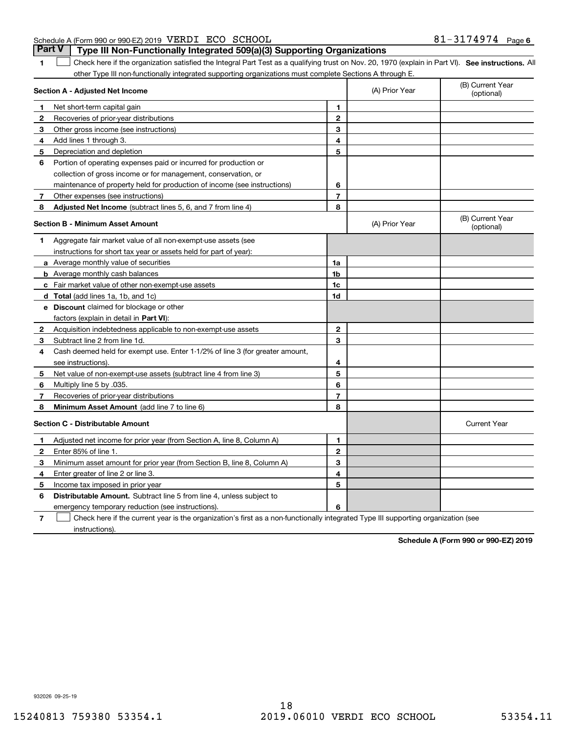Schedule A (Form 990 or 990-EZ) 2019 VERDI ECO SCHOOL 81-3174974 Page 6

## Part V Type III Non-Functionally Integrated 509(a)(3) Supporting Organizations

**1** ☐ Check here if the organization satisfied the Integral Part Test as a qualifying trust on Nov. 20, 1970 (explain in Part VI). **See instructions.** All other Type III non-functionally integrated supporting organizations must complete Sections A through E.

| Section A - Adjusted Net Income | | (A) Prior Year | (B) Current Year (optional) |
|---|---|---|---|
| **1** Net short-term capital gain | 1 | | |
| **2** Recoveries of prior-year distributions | 2 | | |
| **3** Other gross income (see instructions) | 3 | | |
| **4** Add lines 1 through 3. | 4 | | |
| **5** Depreciation and depletion | 5 | | |
| **6** Portion of operating expenses paid or incurred for production or collection of gross income or for management, conservation, or maintenance of property held for production of income (see instructions) | 6 | | |
| **7** Other expenses (see instructions) | 7 | | |
| **8** **Adjusted Net Income** (subtract lines 5, 6, and 7 from line 4) | 8 | | |

| Section B - Minimum Asset Amount | | (A) Prior Year | (B) Current Year (optional) |
|---|---|---|---|
| **1** Aggregate fair market value of all non-exempt-use assets (see instructions for short tax year or assets held for part of year): | | | |
| **a** Average monthly value of securities | 1a | | |
| **b** Average monthly cash balances | 1b | | |
| **c** Fair market value of other non-exempt-use assets | 1c | | |
| **d** **Total** (add lines 1a, 1b, and 1c) | 1d | | |
| **e** **Discount** claimed for blockage or other factors (explain in detail in **Part VI**): | | | |
| **2** Acquisition indebtedness applicable to non-exempt-use assets | 2 | | |
| **3** Subtract line 2 from line 1d. | 3 | | |
| **4** Cash deemed held for exempt use. Enter 1-1/2% of line 3 (for greater amount, see instructions). | 4 | | |
| **5** Net value of non-exempt-use assets (subtract line 4 from line 3) | 5 | | |
| **6** Multiply line 5 by .035. | 6 | | |
| **7** Recoveries of prior-year distributions | 7 | | |
| **8** **Minimum Asset Amount** (add line 7 to line 6) | 8 | | |

| Section C - Distributable Amount | | | Current Year |
|---|---|---|---|
| **1** Adjusted net income for prior year (from Section A, line 8, Column A) | 1 | | |
| **2** Enter 85% of line 1. | 2 | | |
| **3** Minimum asset amount for prior year (from Section B, line 8, Column A) | 3 | | |
| **4** Enter greater of line 2 or line 3. | 4 | | |
| **5** Income tax imposed in prior year | 5 | | |
| **6** **Distributable Amount.** Subtract line 5 from line 4, unless subject to emergency temporary reduction (see instructions). | 6 | | |

**7** ☐ Check here if the current year is the organization's first as a non-functionally integrated Type III supporting organization (see instructions).

**Schedule A (Form 990 or 990-EZ) 2019**

932026 09-25-19

15240813 759380 53354.1 2019.06010 VERDI ECO SCHOOL 53354.11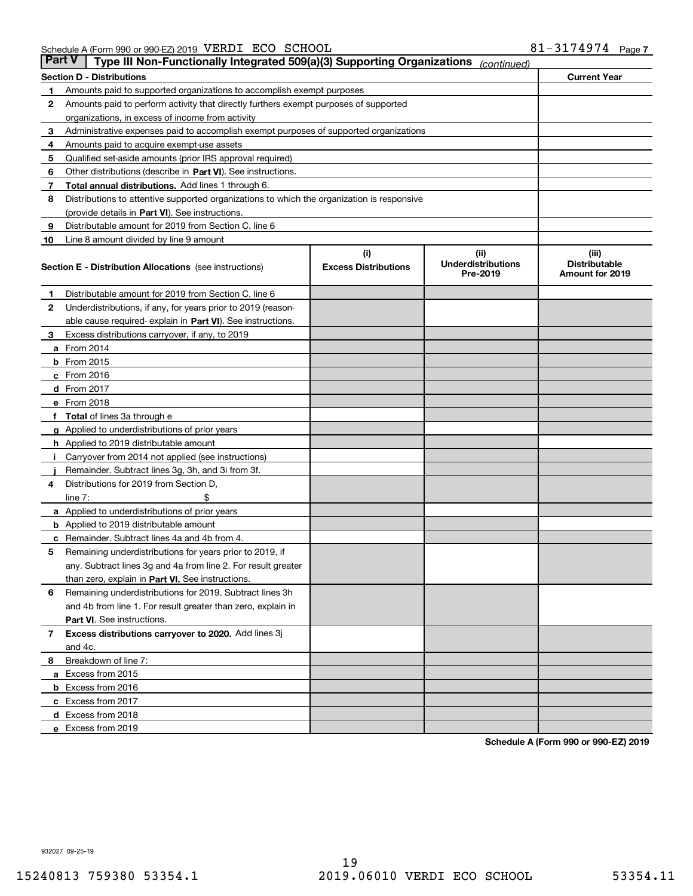Schedule A (Form 990 or 990-EZ) 2019 VERDI ECO SCHOOL 81-3174974 Page 7

**Part V | Type III Non-Functionally Integrated 509(a)(3) Supporting Organizations** *(continued)*

| Section D - Distributions | | Current Year |
|---|---|---|
| 1 | Amounts paid to supported organizations to accomplish exempt purposes | |
| 2 | Amounts paid to perform activity that directly furthers exempt purposes of supported organizations, in excess of income from activity | |
| 3 | Administrative expenses paid to accomplish exempt purposes of supported organizations | |
| 4 | Amounts paid to acquire exempt-use assets | |
| 5 | Qualified set-aside amounts (prior IRS approval required) | |
| 6 | Other distributions (describe in **Part VI**). See instructions. | |
| 7 | **Total annual distributions.** Add lines 1 through 6. | |
| 8 | Distributions to attentive supported organizations to which the organization is responsive (provide details in **Part VI**). See instructions. | |
| 9 | Distributable amount for 2019 from Section C, line 6 | |
| 10 | Line 8 amount divided by line 9 amount | |

| Section E - Distribution Allocations (see instructions) | (i) Excess Distributions | (ii) Underdistributions Pre-2019 | (iii) Distributable Amount for 2019 |
|---|---|---|---|
| **1** Distributable amount for 2019 from Section C, line 6 | | | |
| **2** Underdistributions, if any, for years prior to 2019 (reasonable cause required- explain in **Part VI**). See instructions. | | | |
| **3** Excess distributions carryover, if any, to 2019 | | | |
| **a** From 2014 | | | |
| **b** From 2015 | | | |
| **c** From 2016 | | | |
| **d** From 2017 | | | |
| **e** From 2018 | | | |
| **f** **Total** of lines 3a through e | | | |
| **g** Applied to underdistributions of prior years | | | |
| **h** Applied to 2019 distributable amount | | | |
| **i** Carryover from 2014 not applied (see instructions) | | | |
| **j** Remainder. Subtract lines 3g, 3h, and 3i from 3f. | | | |
| **4** Distributions for 2019 from Section D, line 7: $ | | | |
| **a** Applied to underdistributions of prior years | | | |
| **b** Applied to 2019 distributable amount | | | |
| **c** Remainder. Subtract lines 4a and 4b from 4. | | | |
| **5** Remaining underdistributions for years prior to 2019, if any. Subtract lines 3g and 4a from line 2. For result greater than zero, explain in **Part VI.** See instructions. | | | |
| **6** Remaining underdistributions for 2019. Subtract lines 3h and 4b from line 1. For result greater than zero, explain in **Part VI**. See instructions. | | | |
| **7** **Excess distributions carryover to 2020.** Add lines 3j and 4c. | | | |
| **8** Breakdown of line 7: | | | |
| **a** Excess from 2015 | | | |
| **b** Excess from 2016 | | | |
| **c** Excess from 2017 | | | |
| **d** Excess from 2018 | | | |
| **e** Excess from 2019 | | | |

**Schedule A (Form 990 or 990-EZ) 2019**

932027 09-25-19

15240813 759380 53354.1 2019.06010 VERDI ECO SCHOOL 53354.11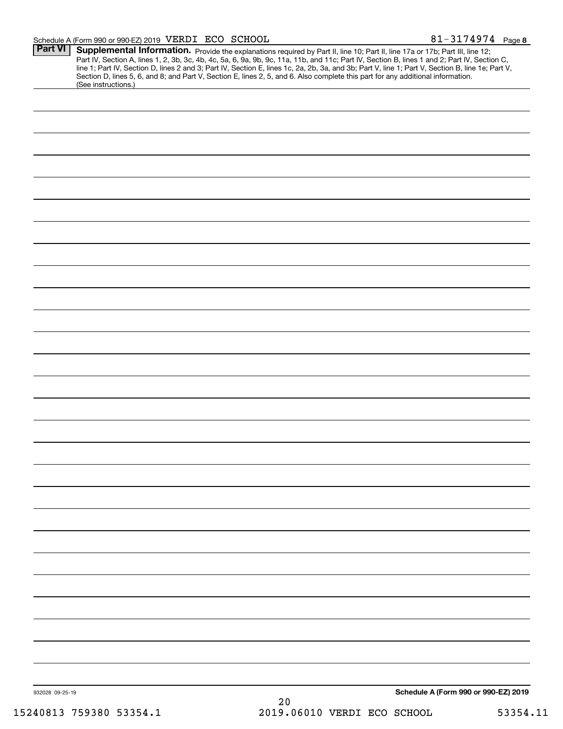## Part VI Supplemental Information.

Provide the explanations required by Part II, line 10; Part II, line 17a or 17b; Part III, line 12; Part IV, Section A, lines 1, 2, 3b, 3c, 4b, 4c, 5a, 6, 9a, 9b, 9c, 11a, 11b, and 11c; Part IV, Section B, lines 1 and 2; Part IV, Section C, line 1; Part IV, Section D, lines 2 and 3; Part IV, Section E, lines 1c, 2a, 2b, 3a, and 3b; Part V, line 1; Part V, Section B, line 1e; Part V, Section D, lines 5, 6, and 8; and Part V, Section E, lines 2, 5, and 6. Also complete this part for any additional information. (See instructions.)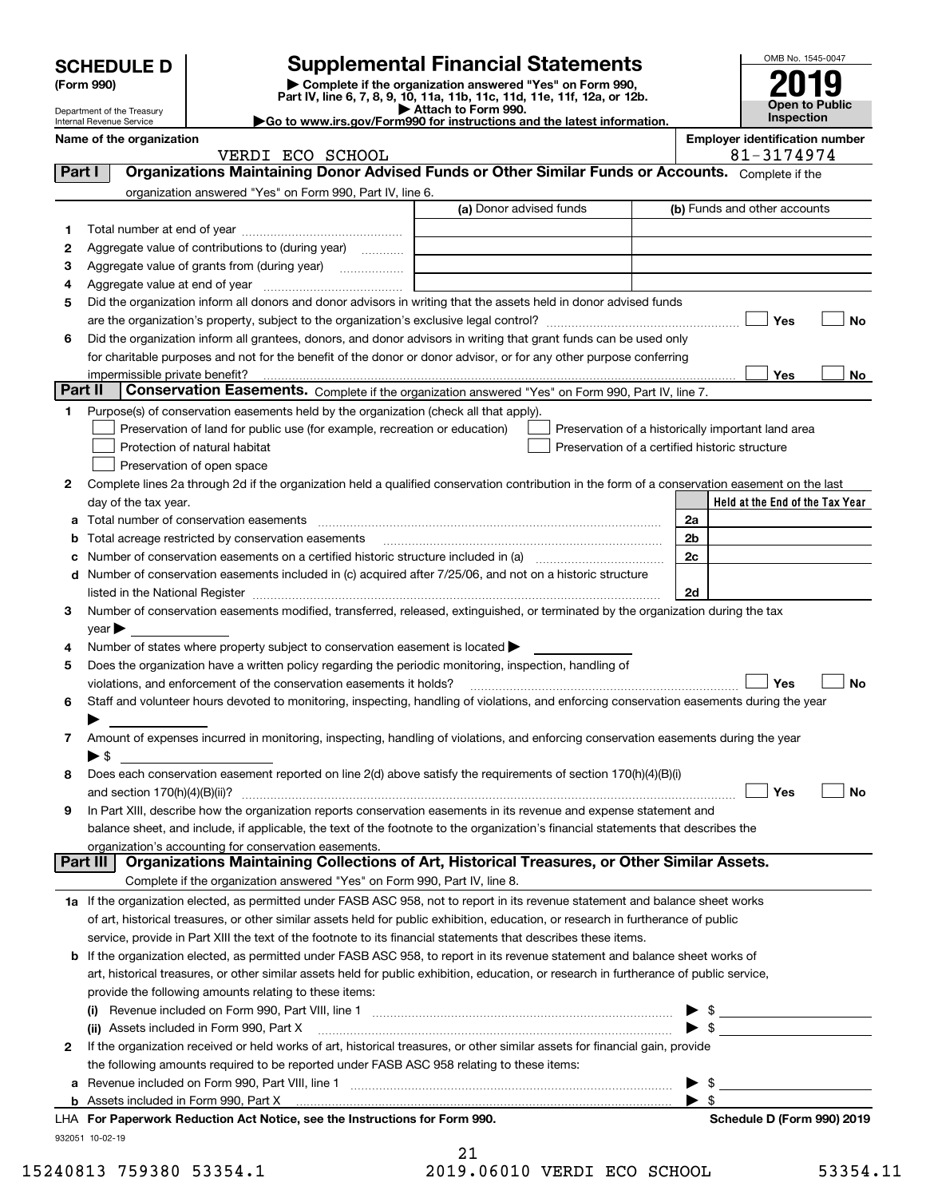# SCHEDULE D (Form 990)

Department of the Treasury
Internal Revenue Service

## Supplemental Financial Statements

▶ Complete if the organization answered "Yes" on Form 990, Part IV, line 6, 7, 8, 9, 10, 11a, 11b, 11c, 11d, 11e, 11f, 12a, or 12b.
▶ Attach to Form 990.
▶Go to www.irs.gov/Form990 for instructions and the latest information.

OMB No. 1545-0047
**2019**
**Open to Public Inspection**

**Name of the organization**
VERDI ECO SCHOOL

**Employer identification number**
81-3174974

**Part I** **Organizations Maintaining Donor Advised Funds or Other Similar Funds or Accounts.** Complete if the organization answered "Yes" on Form 990, Part IV, line 6.

| | | (a) Donor advised funds | (b) Funds and other accounts |
|---|---|---|---|
| 1 | Total number at end of year | | |
| 2 | Aggregate value of contributions to (during year) | | |
| 3 | Aggregate value of grants from (during year) | | |
| 4 | Aggregate value at end of year | | |

5 Did the organization inform all donors and donor advisors in writing that the assets held in donor advised funds are the organization's property, subject to the organization's exclusive legal control? ☐ Yes ☐ No

6 Did the organization inform all grantees, donors, and donor advisors in writing that grant funds can be used only for charitable purposes and not for the benefit of the donor or donor advisor, or for any other purpose conferring impermissible private benefit? ☐ Yes ☐ No

**Part II** **Conservation Easements.** Complete if the organization answered "Yes" on Form 990, Part IV, line 7.

1 Purpose(s) of conservation easements held by the organization (check all that apply).
- ☐ Preservation of land for public use (for example, recreation or education)
- ☐ Protection of natural habitat
- ☐ Preservation of open space
- ☐ Preservation of a historically important land area
- ☐ Preservation of a certified historic structure

2 Complete lines 2a through 2d if the organization held a qualified conservation contribution in the form of a conservation easement on the last day of the tax year.

| | | | Held at the End of the Tax Year |
|---|---|---|---|
| a | Total number of conservation easements | 2a | |
| b | Total acreage restricted by conservation easements | 2b | |
| c | Number of conservation easements on a certified historic structure included in (a) | 2c | |
| d | Number of conservation easements included in (c) acquired after 7/25/06, and not on a historic structure listed in the National Register | 2d | |

3 Number of conservation easements modified, transferred, released, extinguished, or terminated by the organization during the tax year ▶

4 Number of states where property subject to conservation easement is located ▶

5 Does the organization have a written policy regarding the periodic monitoring, inspection, handling of violations, and enforcement of the conservation easements it holds? ☐ Yes ☐ No

6 Staff and volunteer hours devoted to monitoring, inspecting, handling of violations, and enforcing conservation easements during the year ▶

7 Amount of expenses incurred in monitoring, inspecting, handling of violations, and enforcing conservation easements during the year ▶ $

8 Does each conservation easement reported on line 2(d) above satisfy the requirements of section 170(h)(4)(B)(i) and section 170(h)(4)(B)(ii)? ☐ Yes ☐ No

9 In Part XIII, describe how the organization reports conservation easements in its revenue and expense statement and balance sheet, and include, if applicable, the text of the footnote to the organization's financial statements that describes the organization's accounting for conservation easements.

**Part III** **Organizations Maintaining Collections of Art, Historical Treasures, or Other Similar Assets.** Complete if the organization answered "Yes" on Form 990, Part IV, line 8.

1a If the organization elected, as permitted under FASB ASC 958, not to report in its revenue statement and balance sheet works of art, historical treasures, or other similar assets held for public exhibition, education, or research in furtherance of public service, provide in Part XIII the text of the footnote to its financial statements that describes these items.

b If the organization elected, as permitted under FASB ASC 958, to report in its revenue statement and balance sheet works of art, historical treasures, or other similar assets held for public exhibition, education, or research in furtherance of public service, provide the following amounts relating to these items:

(i) Revenue included on Form 990, Part VIII, line 1 ▶ $

(ii) Assets included in Form 990, Part X ▶ $

2 If the organization received or held works of art, historical treasures, or other similar assets for financial gain, provide the following amounts required to be reported under FASB ASC 958 relating to these items:

a Revenue included on Form 990, Part VIII, line 1 ▶ $

b Assets included in Form 990, Part X ▶ $

LHA **For Paperwork Reduction Act Notice, see the Instructions for Form 990.** **Schedule D (Form 990) 2019**

932051 10-02-19

15240813 759380 53354.1 2019.06010 VERDI ECO SCHOOL 53354.11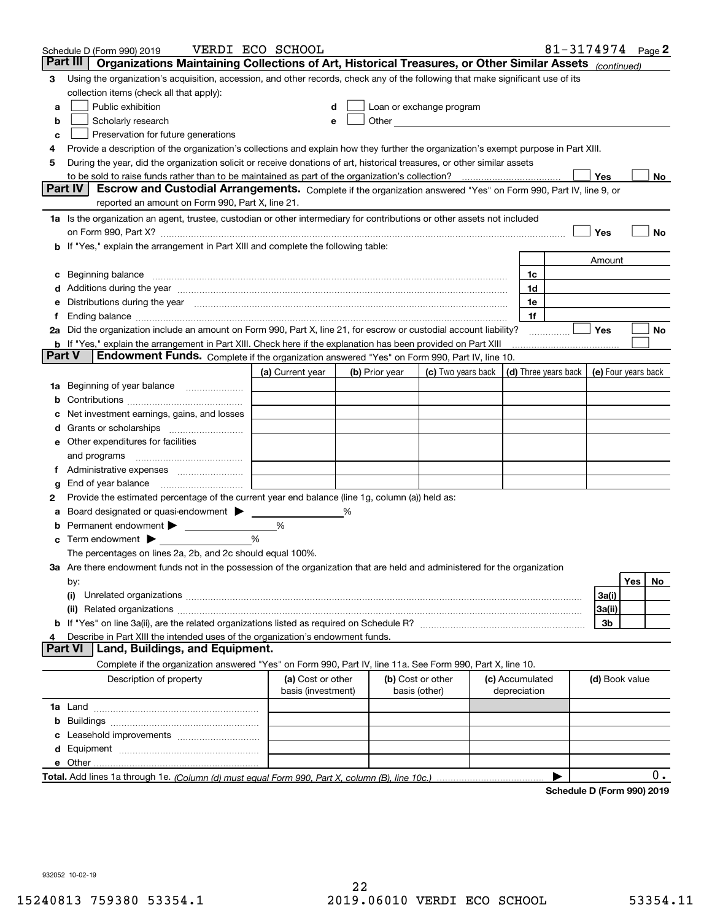Schedule D (Form 990) 2019 VERDI ECO SCHOOL 81-3174974 Page 2

## Part III Organizations Maintaining Collections of Art, Historical Treasures, or Other Similar Assets *(continued)*

**3** Using the organization's acquisition, accession, and other records, check any of the following that make significant use of its collection items (check all that apply):

- **a** ☐ Public exhibition
- **b** ☐ Scholarly research
- **c** ☐ Preservation for future generations
- **d** ☐ Loan or exchange program
- **e** ☐ Other

**4** Provide a description of the organization's collections and explain how they further the organization's exempt purpose in Part XIII.

**5** During the year, did the organization solicit or receive donations of art, historical treasures, or other similar assets to be sold to raise funds rather than to be maintained as part of the organization's collection? ☐ Yes ☐ No

## Part IV Escrow and Custodial Arrangements.

Complete if the organization answered "Yes" on Form 990, Part IV, line 9, or reported an amount on Form 990, Part X, line 21.

**1a** Is the organization an agent, trustee, custodian or other intermediary for contributions or other assets not included on Form 990, Part X? ☐ Yes ☐ No

**b** If "Yes," explain the arrangement in Part XIII and complete the following table:

| | | Amount |
|---|---|---|
| **c** Beginning balance | 1c | |
| **d** Additions during the year | 1d | |
| **e** Distributions during the year | 1e | |
| **f** Ending balance | 1f | |

**2a** Did the organization include an amount on Form 990, Part X, line 21, for escrow or custodial account liability? ☐ Yes ☐ No

**b** If "Yes," explain the arrangement in Part XIII. Check here if the explanation has been provided on Part XIII ☐

## Part V Endowment Funds.

Complete if the organization answered "Yes" on Form 990, Part IV, line 10.

| | (a) Current year | (b) Prior year | (c) Two years back | (d) Three years back | (e) Four years back |
|---|---|---|---|---|---|
| **1a** Beginning of year balance | | | | | |
| **b** Contributions | | | | | |
| **c** Net investment earnings, gains, and losses | | | | | |
| **d** Grants or scholarships | | | | | |
| **e** Other expenditures for facilities and programs | | | | | |
| **f** Administrative expenses | | | | | |
| **g** End of year balance | | | | | |

**2** Provide the estimated percentage of the current year end balance (line 1g, column (a)) held as:

- **a** Board designated or quasi-endowment ▶ ______ %
- **b** Permanent endowment ▶ ______ %
- **c** Term endowment ▶ ______ %

The percentages on lines 2a, 2b, and 2c should equal 100%.

**3a** Are there endowment funds not in the possession of the organization that are held and administered for the organization by:

| | | Yes | No |
|---|---|---|---|
| **(i)** Unrelated organizations | 3a(i) | | |
| **(ii)** Related organizations | 3a(ii) | | |
| **b** If "Yes" on line 3a(ii), are the related organizations listed as required on Schedule R? | 3b | | |

**4** Describe in Part XIII the intended uses of the organization's endowment funds.

## Part VI Land, Buildings, and Equipment.

Complete if the organization answered "Yes" on Form 990, Part IV, line 11a. See Form 990, Part X, line 10.

| Description of property | (a) Cost or other basis (investment) | (b) Cost or other basis (other) | (c) Accumulated depreciation | (d) Book value |
|---|---|---|---|---|
| **1a** Land | | | | |
| **b** Buildings | | | | |
| **c** Leasehold improvements | | | | |
| **d** Equipment | | | | |
| **e** Other | | | | |
| **Total.** Add lines 1a through 1e. *(Column (d) must equal Form 990, Part X, column (B), line 10c.)* | | | ▶ | 0. |

**Schedule D (Form 990) 2019**

932052 10-02-19

15240813 759380 53354.1 2019.06010 VERDI ECO SCHOOL 53354.11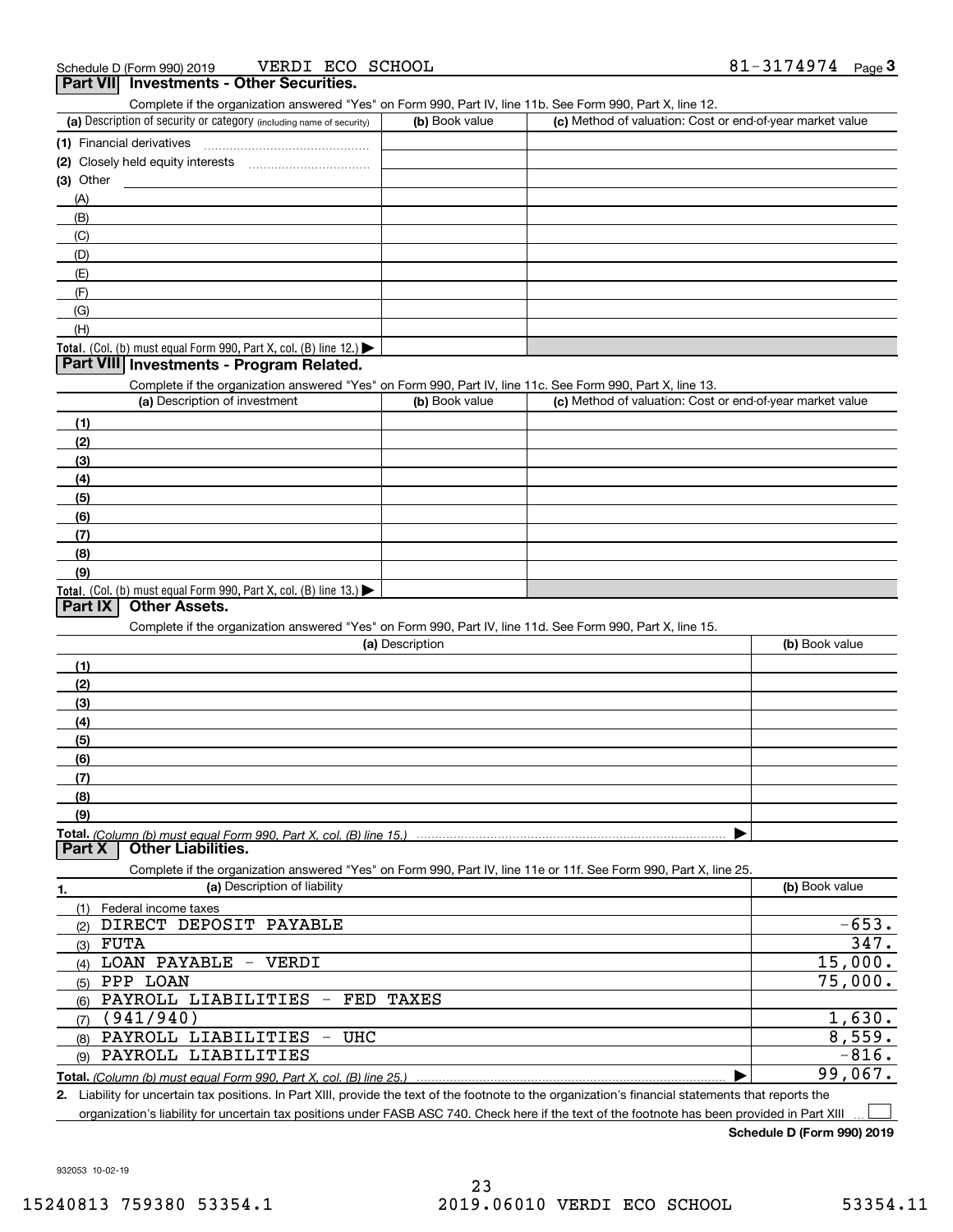Schedule D (Form 990) 2019 VERDI ECO SCHOOL 81-3174974 Page 3

## Part VII Investments - Other Securities.

Complete if the organization answered "Yes" on Form 990, Part IV, line 11b. See Form 990, Part X, line 12.

| (a) Description of security or category (including name of security) | (b) Book value | (c) Method of valuation: Cost or end-of-year market value |
|---|---|---|
| (1) Financial derivatives | | |
| (2) Closely held equity interests | | |
| (3) Other | | |
| (A) | | |
| (B) | | |
| (C) | | |
| (D) | | |
| (E) | | |
| (F) | | |
| (G) | | |
| (H) | | |
| **Total.** (Col. (b) must equal Form 990, Part X, col. (B) line 12.) | | |

## Part VIII Investments - Program Related.

Complete if the organization answered "Yes" on Form 990, Part IV, line 11c. See Form 990, Part X, line 13.

| (a) Description of investment | (b) Book value | (c) Method of valuation: Cost or end-of-year market value |
|---|---|---|
| (1) | | |
| (2) | | |
| (3) | | |
| (4) | | |
| (5) | | |
| (6) | | |
| (7) | | |
| (8) | | |
| (9) | | |
| **Total.** (Col. (b) must equal Form 990, Part X, col. (B) line 13.) | | |

## Part IX Other Assets.

Complete if the organization answered "Yes" on Form 990, Part IV, line 11d. See Form 990, Part X, line 15.

| (a) Description | (b) Book value |
|---|---|
| (1) | |
| (2) | |
| (3) | |
| (4) | |
| (5) | |
| (6) | |
| (7) | |
| (8) | |
| (9) | |
| **Total.** *(Column (b) must equal Form 990, Part X, col. (B) line 15.)* | |

## Part X Other Liabilities.

Complete if the organization answered "Yes" on Form 990, Part IV, line 11e or 11f. See Form 990, Part X, line 25.

| 1. (a) Description of liability | (b) Book value |
|---|---|
| (1) Federal income taxes | |
| (2) DIRECT DEPOSIT PAYABLE | -653. |
| (3) FUTA | 347. |
| (4) LOAN PAYABLE - VERDI | 15,000. |
| (5) PPP LOAN | 75,000. |
| (6) PAYROLL LIABILITIES - FED TAXES | |
| (7) (941/940) | 1,630. |
| (8) PAYROLL LIABILITIES - UHC | 8,559. |
| (9) PAYROLL LIABILITIES | -816. |
| **Total.** *(Column (b) must equal Form 990, Part X, col. (B) line 25.)* | 99,067. |

2. Liability for uncertain tax positions. In Part XIII, provide the text of the footnote to the organization's financial statements that reports the organization's liability for uncertain tax positions under FASB ASC 740. Check here if the text of the footnote has been provided in Part XIII ☐

**Schedule D (Form 990) 2019**

932053 10-02-19

15240813 759380 53354.1 2019.06010 VERDI ECO SCHOOL 53354.11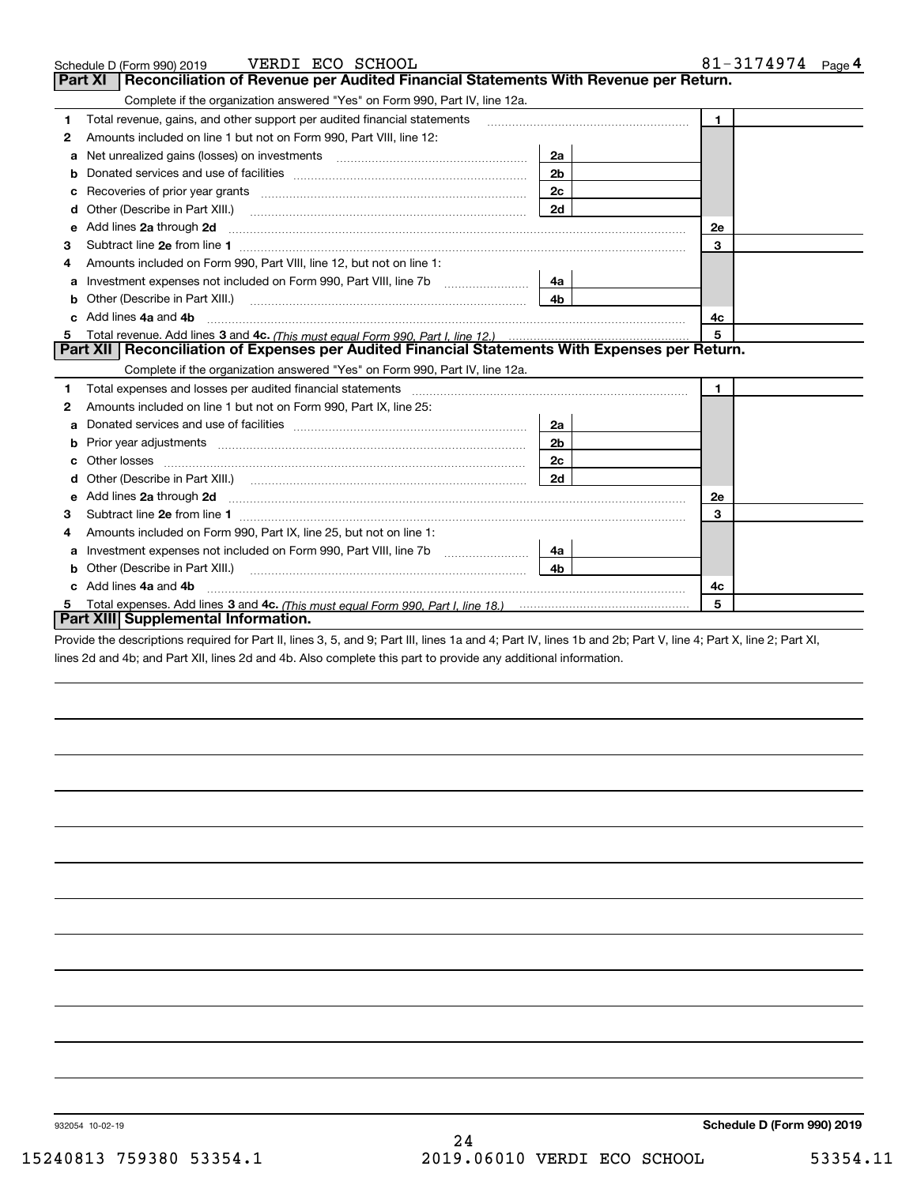Schedule D (Form 990) 2019 VERDI ECO SCHOOL 81-3174974 Page 4

## Part XI Reconciliation of Revenue per Audited Financial Statements With Revenue per Return.

Complete if the organization answered "Yes" on Form 990, Part IV, line 12a.

| | | | | | |
|---|---|---|---|---|---|
| 1 | Total revenue, gains, and other support per audited financial statements | | | 1 | |
| 2 | Amounts included on line 1 but not on Form 990, Part VIII, line 12: | | | | |
| a | Net unrealized gains (losses) on investments | 2a | | | |
| b | Donated services and use of facilities | 2b | | | |
| c | Recoveries of prior year grants | 2c | | | |
| d | Other (Describe in Part XIII.) | 2d | | | |
| e | Add lines 2a through 2d | | | 2e | |
| 3 | Subtract line 2e from line 1 | | | 3 | |
| 4 | Amounts included on Form 990, Part VIII, line 12, but not on line 1: | | | | |
| a | Investment expenses not included on Form 990, Part VIII, line 7b | 4a | | | |
| b | Other (Describe in Part XIII.) | 4b | | | |
| c | Add lines 4a and 4b | | | 4c | |
| 5 | Total revenue. Add lines 3 and 4c. *(This must equal Form 990, Part I, line 12.)* | | | 5 | |

## Part XII Reconciliation of Expenses per Audited Financial Statements With Expenses per Return.

Complete if the organization answered "Yes" on Form 990, Part IV, line 12a.

| | | | | | |
|---|---|---|---|---|---|
| 1 | Total expenses and losses per audited financial statements | | | 1 | |
| 2 | Amounts included on line 1 but not on Form 990, Part IX, line 25: | | | | |
| a | Donated services and use of facilities | 2a | | | |
| b | Prior year adjustments | 2b | | | |
| c | Other losses | 2c | | | |
| d | Other (Describe in Part XIII.) | 2d | | | |
| e | Add lines 2a through 2d | | | 2e | |
| 3 | Subtract line 2e from line 1 | | | 3 | |
| 4 | Amounts included on Form 990, Part IX, line 25, but not on line 1: | | | | |
| a | Investment expenses not included on Form 990, Part VIII, line 7b | 4a | | | |
| b | Other (Describe in Part XIII.) | 4b | | | |
| c | Add lines 4a and 4b | | | 4c | |
| 5 | Total expenses. Add lines 3 and 4c. *(This must equal Form 990, Part I, line 18.)* | | | 5 | |

## Part XIII Supplemental Information.

Provide the descriptions required for Part II, lines 3, 5, and 9; Part III, lines 1a and 4; Part IV, lines 1b and 2b; Part V, line 4; Part X, line 2; Part XI, lines 2d and 4b; and Part XII, lines 2d and 4b. Also complete this part to provide any additional information.

932054 10-02-19

**Schedule D (Form 990) 2019**

15240813 759380 53354.1 2019.06010 VERDI ECO SCHOOL 53354.11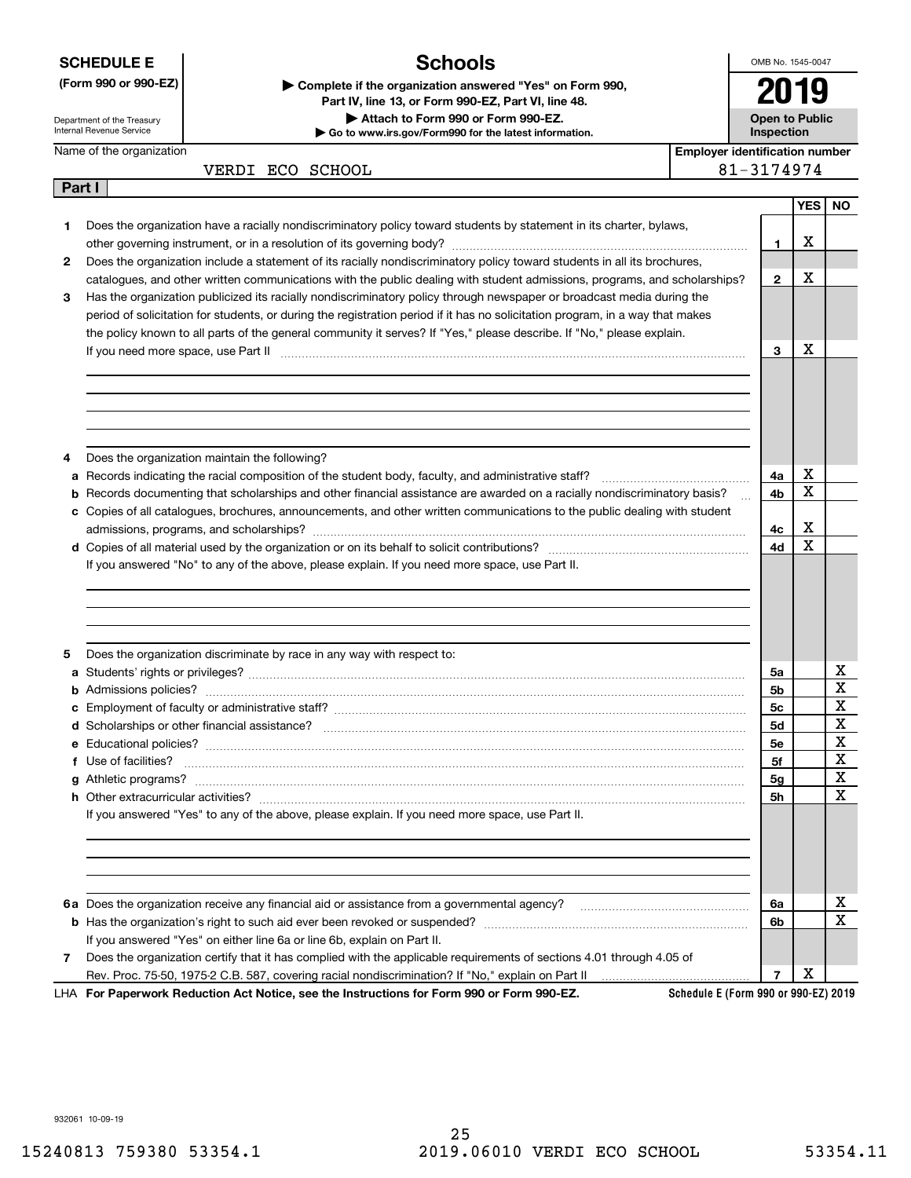**SCHEDULE E**
**(Form 990 or 990-EZ)**

Department of the Treasury
Internal Revenue Service

# Schools

▶ Complete if the organization answered "Yes" on Form 990, Part IV, line 13, or Form 990-EZ, Part VI, line 48.
▶ Attach to Form 990 or Form 990-EZ.
▶ Go to www.irs.gov/Form990 for the latest information.

OMB No. 1545-0047

**2019**

**Open to Public Inspection**

Name of the organization: VERDI ECO SCHOOL

Employer identification number: 81-3174974

## Part I

| | | Line | YES | NO |
|---|---|---|---|---|
| **1** | Does the organization have a racially nondiscriminatory policy toward students by statement in its charter, bylaws, other governing instrument, or in a resolution of its governing body? | 1 | X | |
| **2** | Does the organization include a statement of its racially nondiscriminatory policy toward students in all its brochures, catalogues, and other written communications with the public dealing with student admissions, programs, and scholarships? | 2 | X | |
| **3** | Has the organization publicized its racially nondiscriminatory policy through newspaper or broadcast media during the period of solicitation for students, or during the registration period if it has no solicitation program, in a way that makes the policy known to all parts of the general community it serves? If "Yes," please describe. If "No," please explain. If you need more space, use Part II | 3 | X | |
| **4** | Does the organization maintain the following? | | | |
| **a** | Records indicating the racial composition of the student body, faculty, and administrative staff? | 4a | X | |
| **b** | Records documenting that scholarships and other financial assistance are awarded on a racially nondiscriminatory basis? | 4b | X | |
| **c** | Copies of all catalogues, brochures, announcements, and other written communications to the public dealing with student admissions, programs, and scholarships? | 4c | X | |
| **d** | Copies of all material used by the organization or on its behalf to solicit contributions? | 4d | X | |
| | If you answered "No" to any of the above, please explain. If you need more space, use Part II. | | | |
| **5** | Does the organization discriminate by race in any way with respect to: | | | |
| **a** | Students' rights or privileges? | 5a | | X |
| **b** | Admissions policies? | 5b | | X |
| **c** | Employment of faculty or administrative staff? | 5c | | X |
| **d** | Scholarships or other financial assistance? | 5d | | X |
| **e** | Educational policies? | 5e | | X |
| **f** | Use of facilities? | 5f | | X |
| **g** | Athletic programs? | 5g | | X |
| **h** | Other extracurricular activities? | 5h | | X |
| | If you answered "Yes" to any of the above, please explain. If you need more space, use Part II. | | | |
| **6a** | Does the organization receive any financial aid or assistance from a governmental agency? | 6a | | X |
| **b** | Has the organization's right to such aid ever been revoked or suspended? | 6b | | X |
| | If you answered "Yes" on either line 6a or line 6b, explain on Part II. | | | |
| **7** | Does the organization certify that it has complied with the applicable requirements of sections 4.01 through 4.05 of Rev. Proc. 75-50, 1975-2 C.B. 587, covering racial nondiscrimination? If "No," explain on Part II | 7 | X | |

LHA **For Paperwork Reduction Act Notice, see the Instructions for Form 990 or Form 990-EZ.** **Schedule E (Form 990 or 990-EZ) 2019**

932061 10-09-19

15240813 759380 53354.1 2019.06010 VERDI ECO SCHOOL 53354.11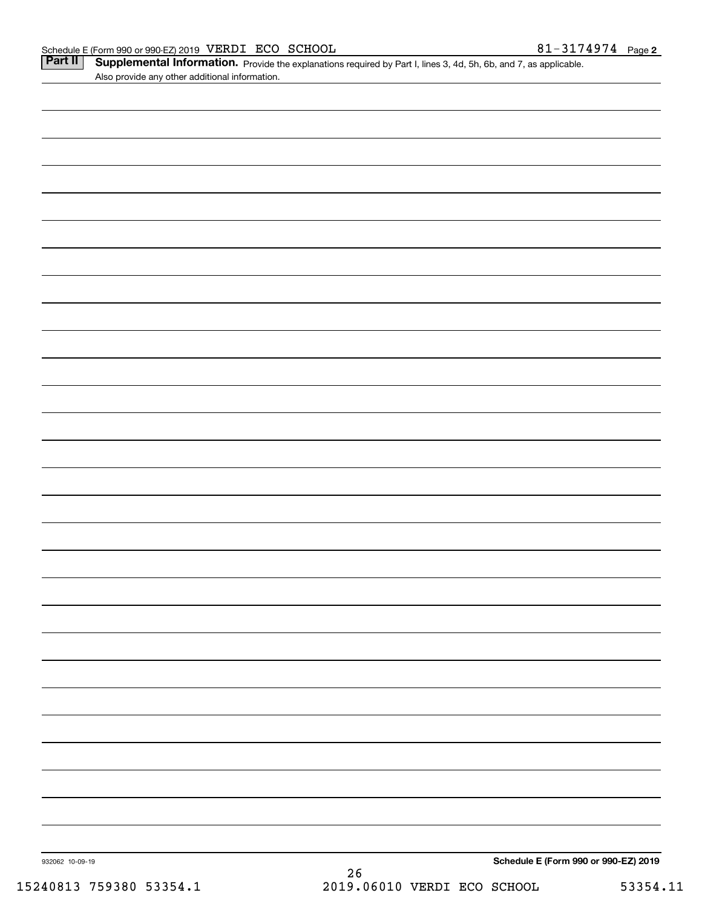Schedule E (Form 990 or 990-EZ) 2019 VERDI ECO SCHOOL 81-3174974 Page **2**

**Part II** **Supplemental Information.** Provide the explanations required by Part I, lines 3, 4d, 5h, 6b, and 7, as applicable. Also provide any other additional information.

932062 10-09-19

**Schedule E (Form 990 or 990-EZ) 2019**

15240813 759380 53354.1 2019.06010 VERDI ECO SCHOOL 53354.11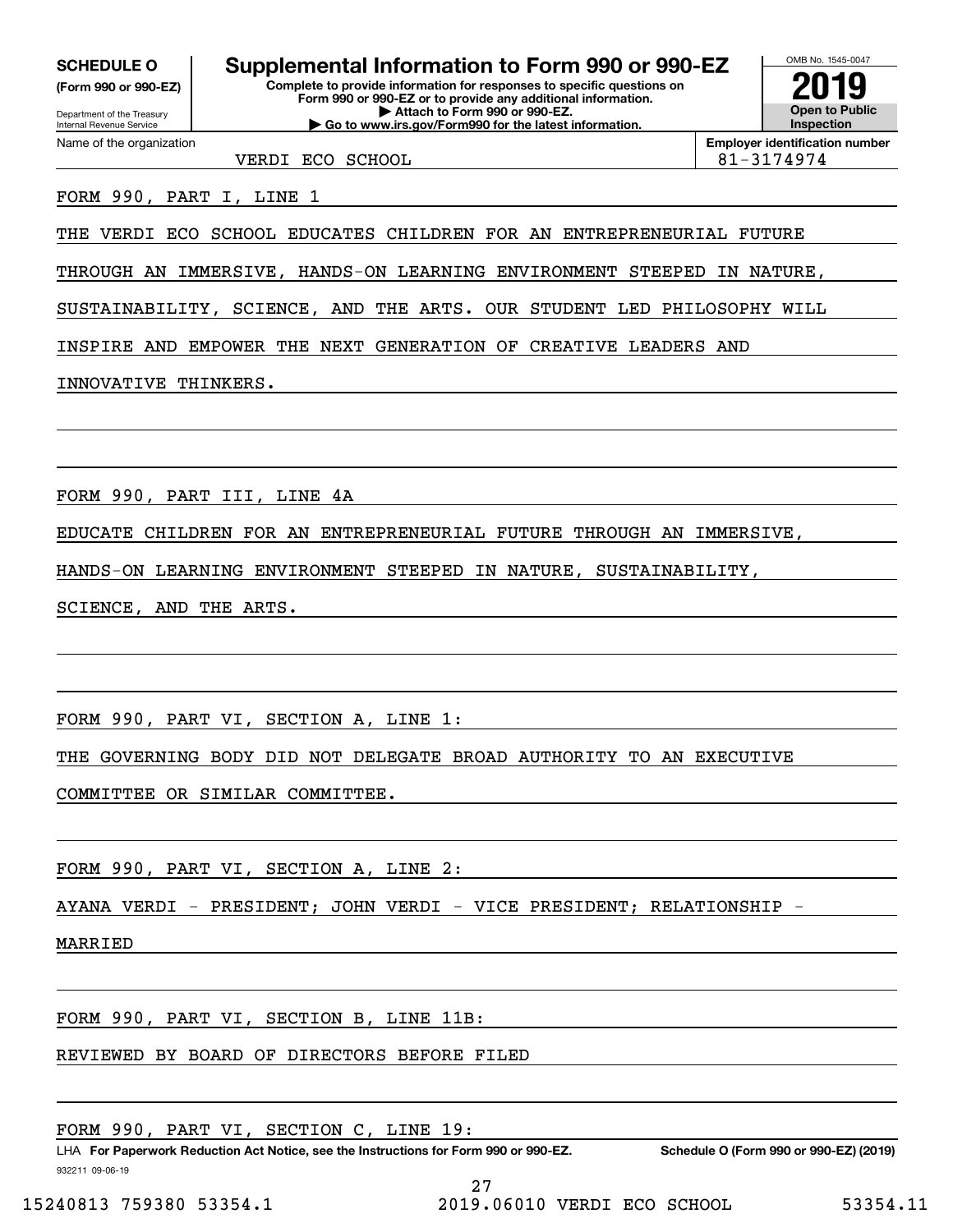**SCHEDULE O** (Form 990 or 990-EZ)

Department of the Treasury
Internal Revenue Service

# Supplemental Information to Form 990 or 990-EZ

**Complete to provide information for responses to specific questions on Form 990 or 990-EZ or to provide any additional information.**
**▶ Attach to Form 990 or 990-EZ.**
**▶ Go to www.irs.gov/Form990 for the latest information.**

OMB No. 1545-0047

**2019**

**Open to Public Inspection**

Name of the organization: VERDI ECO SCHOOL

**Employer identification number** 81-3174974

FORM 990, PART I, LINE 1

THE VERDI ECO SCHOOL EDUCATES CHILDREN FOR AN ENTREPRENEURIAL FUTURE THROUGH AN IMMERSIVE, HANDS-ON LEARNING ENVIRONMENT STEEPED IN NATURE, SUSTAINABILITY, SCIENCE, AND THE ARTS. OUR STUDENT LED PHILOSOPHY WILL INSPIRE AND EMPOWER THE NEXT GENERATION OF CREATIVE LEADERS AND INNOVATIVE THINKERS.

FORM 990, PART III, LINE 4A

EDUCATE CHILDREN FOR AN ENTREPRENEURIAL FUTURE THROUGH AN IMMERSIVE, HANDS-ON LEARNING ENVIRONMENT STEEPED IN NATURE, SUSTAINABILITY, SCIENCE, AND THE ARTS.

FORM 990, PART VI, SECTION A, LINE 1:

THE GOVERNING BODY DID NOT DELEGATE BROAD AUTHORITY TO AN EXECUTIVE COMMITTEE OR SIMILAR COMMITTEE.

FORM 990, PART VI, SECTION A, LINE 2:

AYANA VERDI - PRESIDENT; JOHN VERDI - VICE PRESIDENT; RELATIONSHIP - MARRIED

FORM 990, PART VI, SECTION B, LINE 11B:

REVIEWED BY BOARD OF DIRECTORS BEFORE FILED

FORM 990, PART VI, SECTION C, LINE 19:

LHA **For Paperwork Reduction Act Notice, see the Instructions for Form 990 or 990-EZ.** **Schedule O (Form 990 or 990-EZ) (2019)**

932211 09-06-19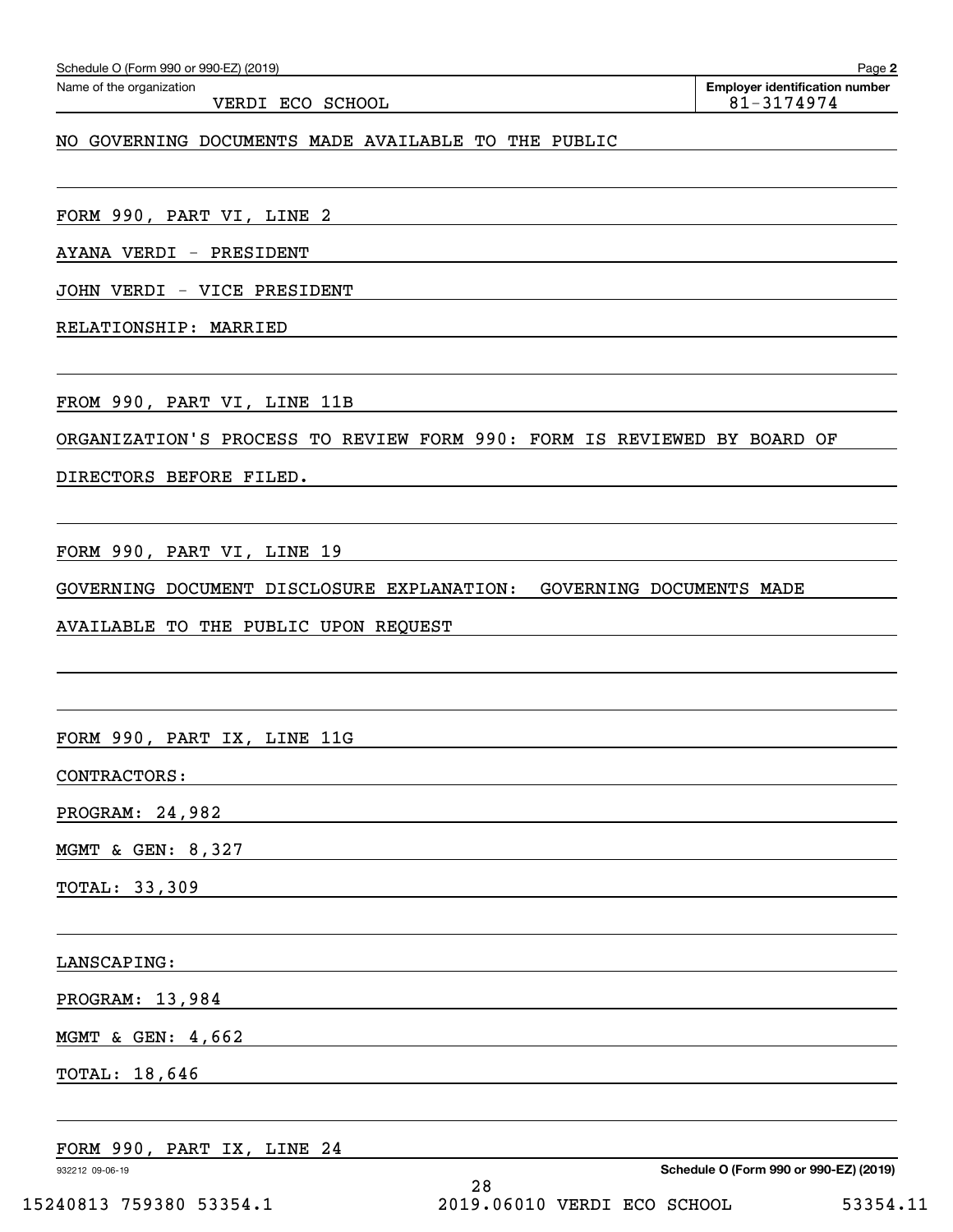Name of the organization: VERDI ECO SCHOOL

Employer identification number: 81-3174974

NO GOVERNING DOCUMENTS MADE AVAILABLE TO THE PUBLIC

FORM 990, PART VI, LINE 2

AYANA VERDI - PRESIDENT

JOHN VERDI - VICE PRESIDENT

RELATIONSHIP: MARRIED

FROM 990, PART VI, LINE 11B

ORGANIZATION'S PROCESS TO REVIEW FORM 990: FORM IS REVIEWED BY BOARD OF DIRECTORS BEFORE FILED.

FORM 990, PART VI, LINE 19

GOVERNING DOCUMENT DISCLOSURE EXPLANATION: GOVERNING DOCUMENTS MADE AVAILABLE TO THE PUBLIC UPON REQUEST

FORM 990, PART IX, LINE 11G

CONTRACTORS:

PROGRAM: 24,982

MGMT & GEN: 8,327

TOTAL: 33,309

LANSCAPING:

PROGRAM: 13,984

MGMT & GEN: 4,662

TOTAL: 18,646

FORM 990, PART IX, LINE 24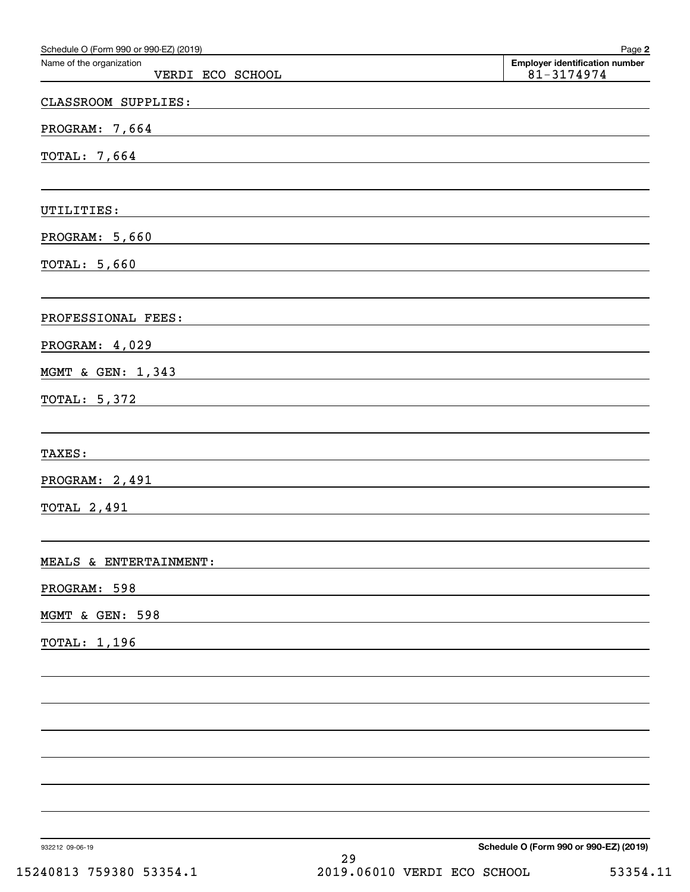Name of the organization: VERDI ECO SCHOOL

Employer identification number: 81-3174974

CLASSROOM SUPPLIES:

PROGRAM: 7,664

TOTAL: 7,664

UTILITIES:

PROGRAM: 5,660

TOTAL: 5,660

PROFESSIONAL FEES:

PROGRAM: 4,029

MGMT & GEN: 1,343

TOTAL: 5,372

TAXES:

PROGRAM: 2,491

TOTAL 2,491

MEALS & ENTERTAINMENT:

PROGRAM: 598

MGMT & GEN: 598

TOTAL: 1,196